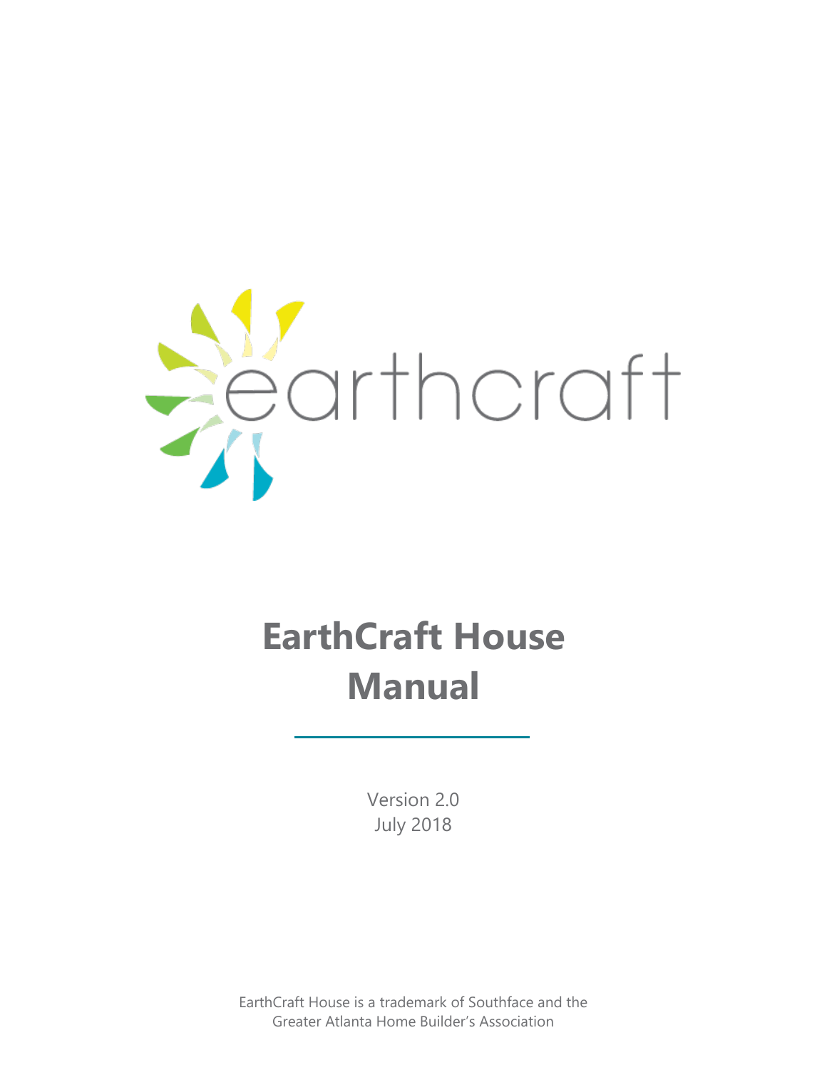earthcraft

# EarthCraft House Manual

Version 2.0
July 2018

EarthCraft House is a trademark of Southface and the Greater Atlanta Home Builder's Association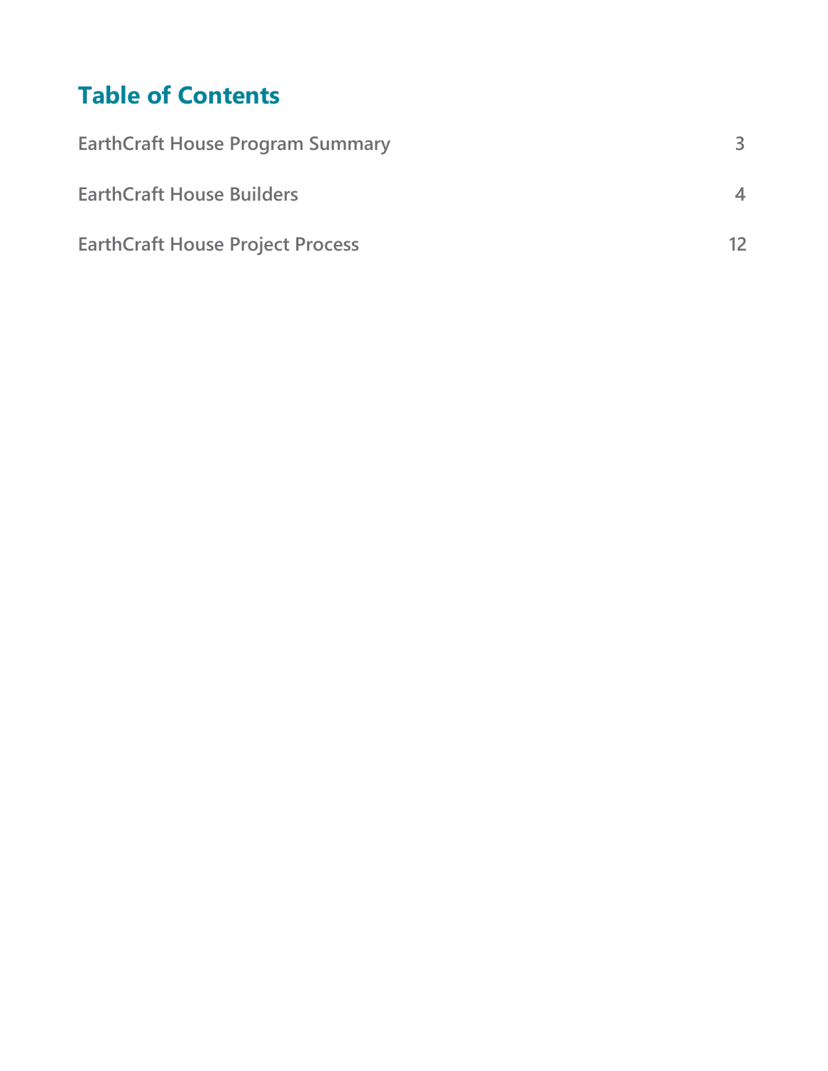# Table of Contents

| | |
|---|---|
| EarthCraft House Program Summary | 3 |
| EarthCraft House Builders | 4 |
| EarthCraft House Project Process | 12 |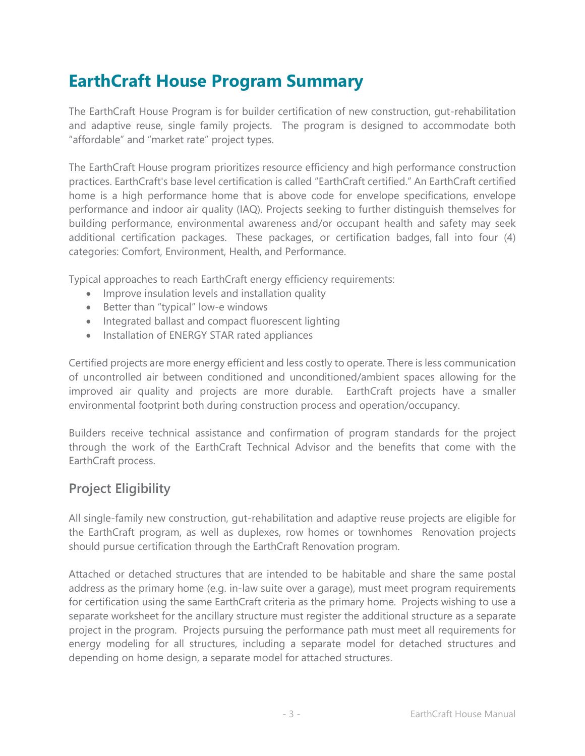# EarthCraft House Program Summary

The EarthCraft House Program is for builder certification of new construction, gut-rehabilitation and adaptive reuse, single family projects. The program is designed to accommodate both "affordable" and "market rate" project types.

The EarthCraft House program prioritizes resource efficiency and high performance construction practices. EarthCraft's base level certification is called "EarthCraft certified." An EarthCraft certified home is a high performance home that is above code for envelope specifications, envelope performance and indoor air quality (IAQ). Projects seeking to further distinguish themselves for building performance, environmental awareness and/or occupant health and safety may seek additional certification packages. These packages, or certification badges, fall into four (4) categories: Comfort, Environment, Health, and Performance.

Typical approaches to reach EarthCraft energy efficiency requirements:

- Improve insulation levels and installation quality
- Better than "typical" low-e windows
- Integrated ballast and compact fluorescent lighting
- Installation of ENERGY STAR rated appliances

Certified projects are more energy efficient and less costly to operate. There is less communication of uncontrolled air between conditioned and unconditioned/ambient spaces allowing for the improved air quality and projects are more durable. EarthCraft projects have a smaller environmental footprint both during construction process and operation/occupancy.

Builders receive technical assistance and confirmation of program standards for the project through the work of the EarthCraft Technical Advisor and the benefits that come with the EarthCraft process.

## Project Eligibility

All single-family new construction, gut-rehabilitation and adaptive reuse projects are eligible for the EarthCraft program, as well as duplexes, row homes or townhomes Renovation projects should pursue certification through the EarthCraft Renovation program.

Attached or detached structures that are intended to be habitable and share the same postal address as the primary home (e.g. in-law suite over a garage), must meet program requirements for certification using the same EarthCraft criteria as the primary home. Projects wishing to use a separate worksheet for the ancillary structure must register the additional structure as a separate project in the program. Projects pursuing the performance path must meet all requirements for energy modeling for all structures, including a separate model for detached structures and depending on home design, a separate model for attached structures.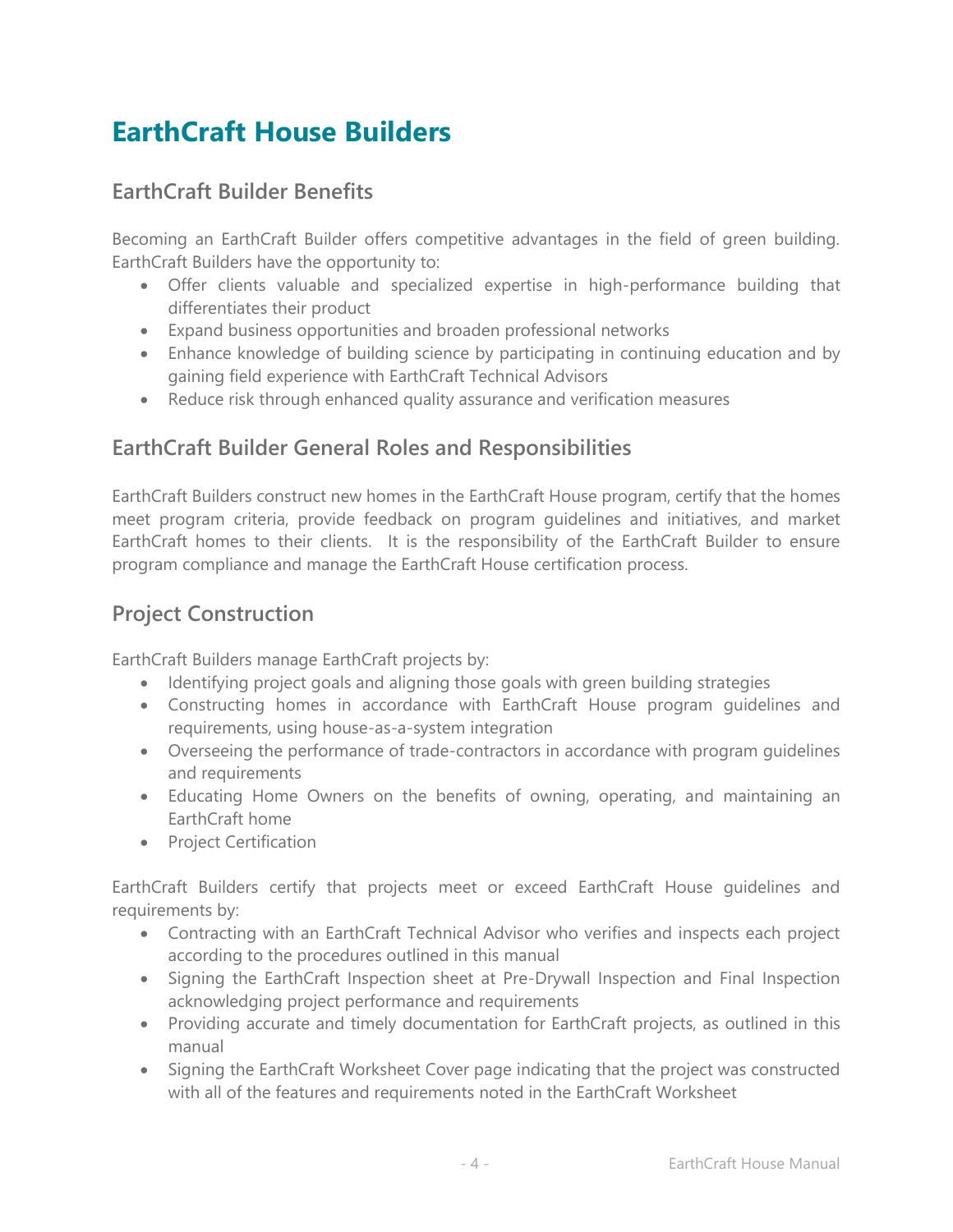# EarthCraft House Builders

## EarthCraft Builder Benefits

Becoming an EarthCraft Builder offers competitive advantages in the field of green building. EarthCraft Builders have the opportunity to:

- Offer clients valuable and specialized expertise in high-performance building that differentiates their product
- Expand business opportunities and broaden professional networks
- Enhance knowledge of building science by participating in continuing education and by gaining field experience with EarthCraft Technical Advisors
- Reduce risk through enhanced quality assurance and verification measures

## EarthCraft Builder General Roles and Responsibilities

EarthCraft Builders construct new homes in the EarthCraft House program, certify that the homes meet program criteria, provide feedback on program guidelines and initiatives, and market EarthCraft homes to their clients. It is the responsibility of the EarthCraft Builder to ensure program compliance and manage the EarthCraft House certification process.

## Project Construction

EarthCraft Builders manage EarthCraft projects by:

- Identifying project goals and aligning those goals with green building strategies
- Constructing homes in accordance with EarthCraft House program guidelines and requirements, using house-as-a-system integration
- Overseeing the performance of trade-contractors in accordance with program guidelines and requirements
- Educating Home Owners on the benefits of owning, operating, and maintaining an EarthCraft home
- Project Certification

EarthCraft Builders certify that projects meet or exceed EarthCraft House guidelines and requirements by:

- Contracting with an EarthCraft Technical Advisor who verifies and inspects each project according to the procedures outlined in this manual
- Signing the EarthCraft Inspection sheet at Pre-Drywall Inspection and Final Inspection acknowledging project performance and requirements
- Providing accurate and timely documentation for EarthCraft projects, as outlined in this manual
- Signing the EarthCraft Worksheet Cover page indicating that the project was constructed with all of the features and requirements noted in the EarthCraft Worksheet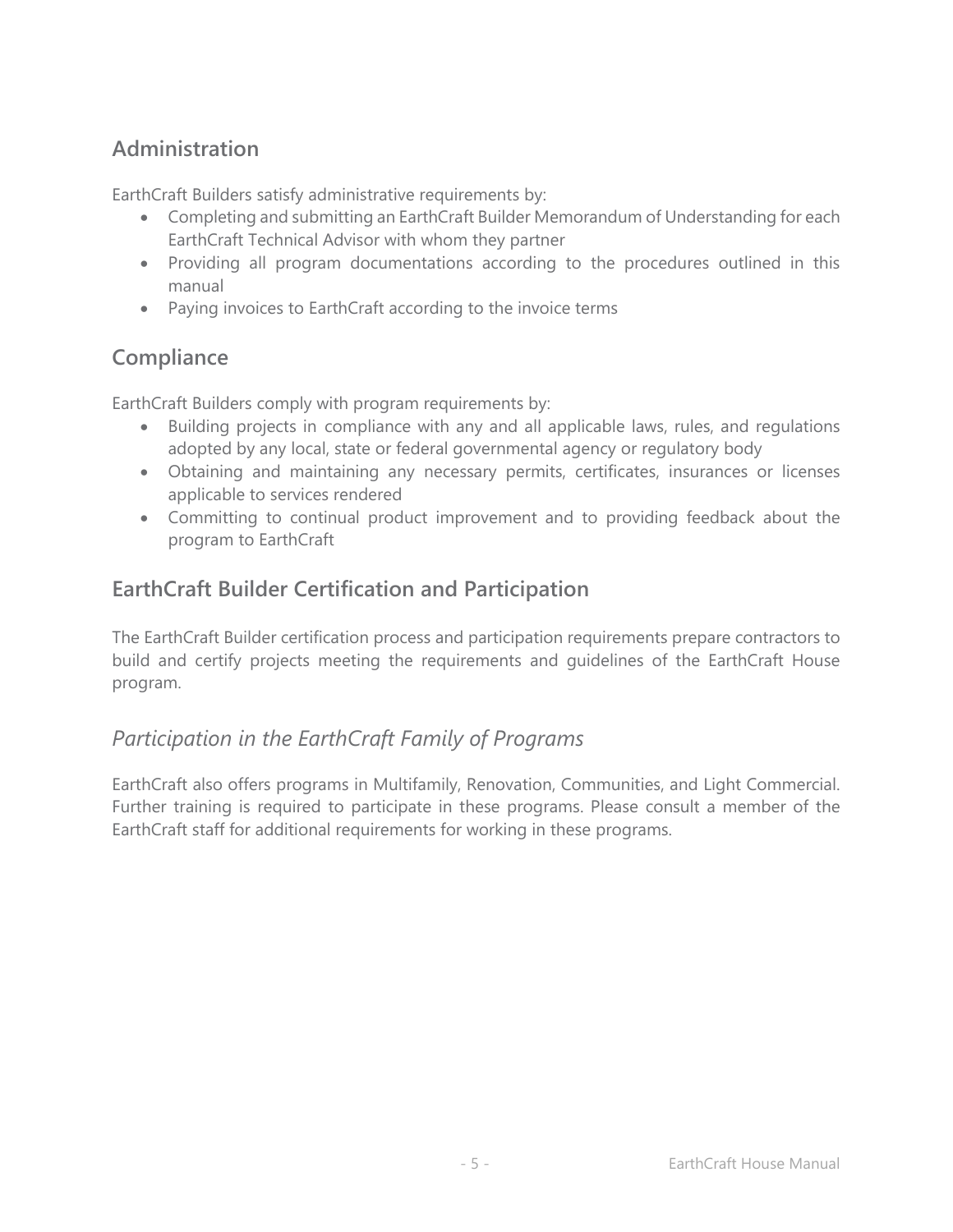## Administration

EarthCraft Builders satisfy administrative requirements by:

- Completing and submitting an EarthCraft Builder Memorandum of Understanding for each EarthCraft Technical Advisor with whom they partner
- Providing all program documentations according to the procedures outlined in this manual
- Paying invoices to EarthCraft according to the invoice terms

## Compliance

EarthCraft Builders comply with program requirements by:

- Building projects in compliance with any and all applicable laws, rules, and regulations adopted by any local, state or federal governmental agency or regulatory body
- Obtaining and maintaining any necessary permits, certificates, insurances or licenses applicable to services rendered
- Committing to continual product improvement and to providing feedback about the program to EarthCraft

## EarthCraft Builder Certification and Participation

The EarthCraft Builder certification process and participation requirements prepare contractors to build and certify projects meeting the requirements and guidelines of the EarthCraft House program.

### *Participation in the EarthCraft Family of Programs*

EarthCraft also offers programs in Multifamily, Renovation, Communities, and Light Commercial. Further training is required to participate in these programs. Please consult a member of the EarthCraft staff for additional requirements for working in these programs.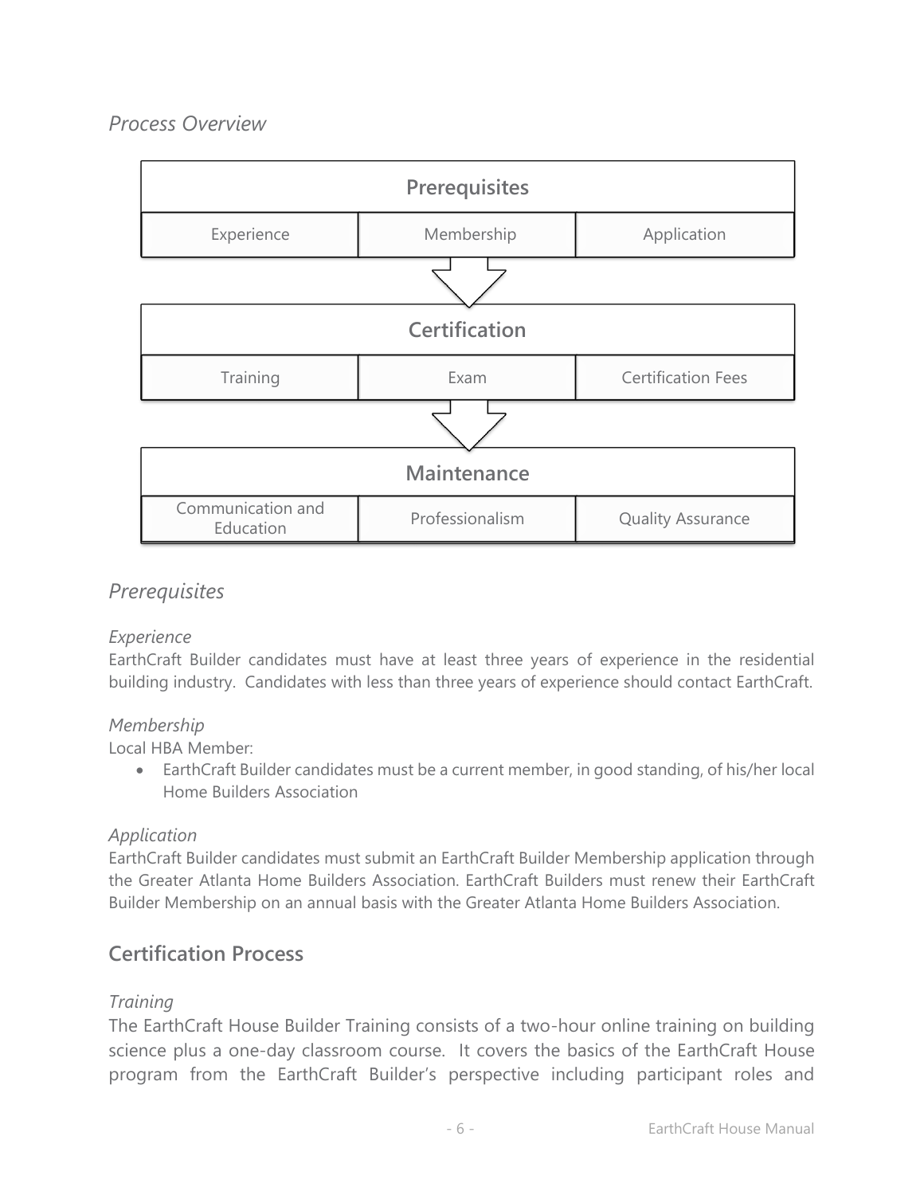## *Process Overview*

| Prerequisites | | |
| --- | --- | --- |
| Experience | Membership | Application |

| Certification | | |
| --- | --- | --- |
| Training | Exam | Certification Fees |

| Maintenance | | |
| --- | --- | --- |
| Communication and Education | Professionalism | Quality Assurance |

## *Prerequisites*

### *Experience*

EarthCraft Builder candidates must have at least three years of experience in the residential building industry. Candidates with less than three years of experience should contact EarthCraft.

### *Membership*

Local HBA Member:

- EarthCraft Builder candidates must be a current member, in good standing, of his/her local Home Builders Association

### *Application*

EarthCraft Builder candidates must submit an EarthCraft Builder Membership application through the Greater Atlanta Home Builders Association. EarthCraft Builders must renew their EarthCraft Builder Membership on an annual basis with the Greater Atlanta Home Builders Association.

## Certification Process

### *Training*

The EarthCraft House Builder Training consists of a two-hour online training on building science plus a one-day classroom course. It covers the basics of the EarthCraft House program from the EarthCraft Builder's perspective including participant roles and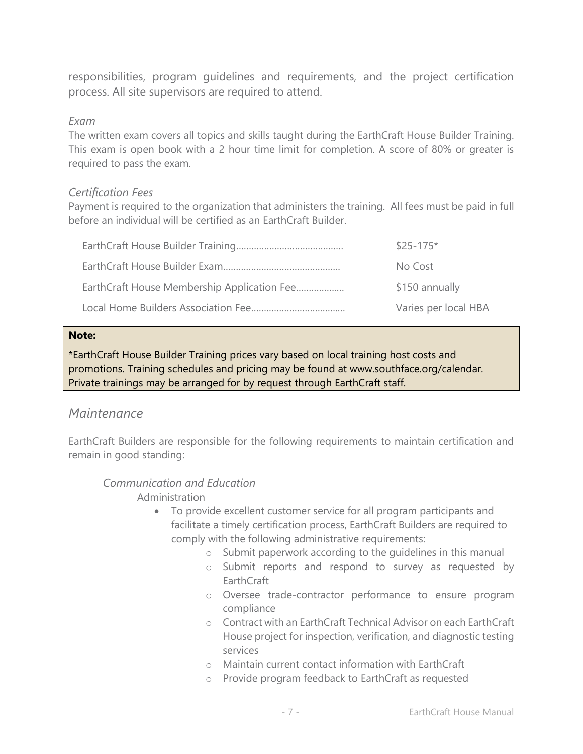responsibilities, program guidelines and requirements, and the project certification process. All site supervisors are required to attend.

*Exam*

The written exam covers all topics and skills taught during the EarthCraft House Builder Training. This exam is open book with a 2 hour time limit for completion. A score of 80% or greater is required to pass the exam.

*Certification Fees*

Payment is required to the organization that administers the training. All fees must be paid in full before an individual will be certified as an EarthCraft Builder.

| | |
|---|---|
| EarthCraft House Builder Training.......................................... | $25-175* |
| EarthCraft House Builder Exam.............................................. | No Cost |
| EarthCraft House Membership Application Fee.................. | $150 annually |
| Local Home Builders Association Fee..................................... | Varies per local HBA |

> **Note:**
>
> *EarthCraft House Builder Training prices vary based on local training host costs and promotions. Training schedules and pricing may be found at www.southface.org/calendar. Private trainings may be arranged for by request through EarthCraft staff.

## *Maintenance*

EarthCraft Builders are responsible for the following requirements to maintain certification and remain in good standing:

### *Communication and Education*

Administration

- To provide excellent customer service for all program participants and facilitate a timely certification process, EarthCraft Builders are required to comply with the following administrative requirements:
  - Submit paperwork according to the guidelines in this manual
  - Submit reports and respond to survey as requested by EarthCraft
  - Oversee trade-contractor performance to ensure program compliance
  - Contract with an EarthCraft Technical Advisor on each EarthCraft House project for inspection, verification, and diagnostic testing services
  - Maintain current contact information with EarthCraft
  - Provide program feedback to EarthCraft as requested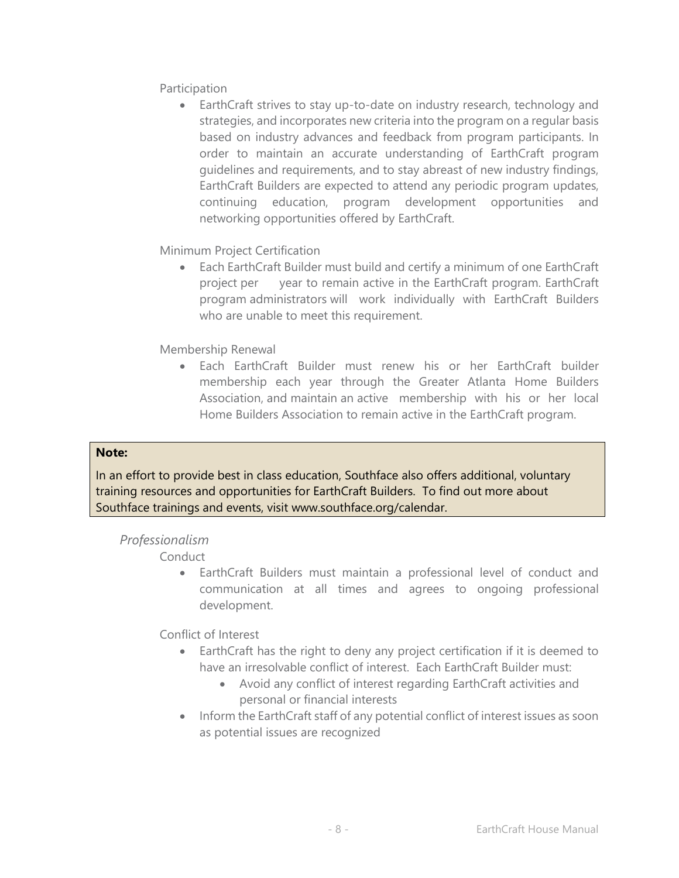Participation

- EarthCraft strives to stay up-to-date on industry research, technology and strategies, and incorporates new criteria into the program on a regular basis based on industry advances and feedback from program participants. In order to maintain an accurate understanding of EarthCraft program guidelines and requirements, and to stay abreast of new industry findings, EarthCraft Builders are expected to attend any periodic program updates, continuing education, program development opportunities and networking opportunities offered by EarthCraft.

Minimum Project Certification

- Each EarthCraft Builder must build and certify a minimum of one EarthCraft project per year to remain active in the EarthCraft program. EarthCraft program administrators will work individually with EarthCraft Builders who are unable to meet this requirement.

Membership Renewal

- Each EarthCraft Builder must renew his or her EarthCraft builder membership each year through the Greater Atlanta Home Builders Association, and maintain an active membership with his or her local Home Builders Association to remain active in the EarthCraft program.

**Note:**

In an effort to provide best in class education, Southface also offers additional, voluntary training resources and opportunities for EarthCraft Builders. To find out more about Southface trainings and events, visit www.southface.org/calendar.

*Professionalism*

Conduct

- EarthCraft Builders must maintain a professional level of conduct and communication at all times and agrees to ongoing professional development.

Conflict of Interest

- EarthCraft has the right to deny any project certification if it is deemed to have an irresolvable conflict of interest. Each EarthCraft Builder must:
  - Avoid any conflict of interest regarding EarthCraft activities and personal or financial interests
- Inform the EarthCraft staff of any potential conflict of interest issues as soon as potential issues are recognized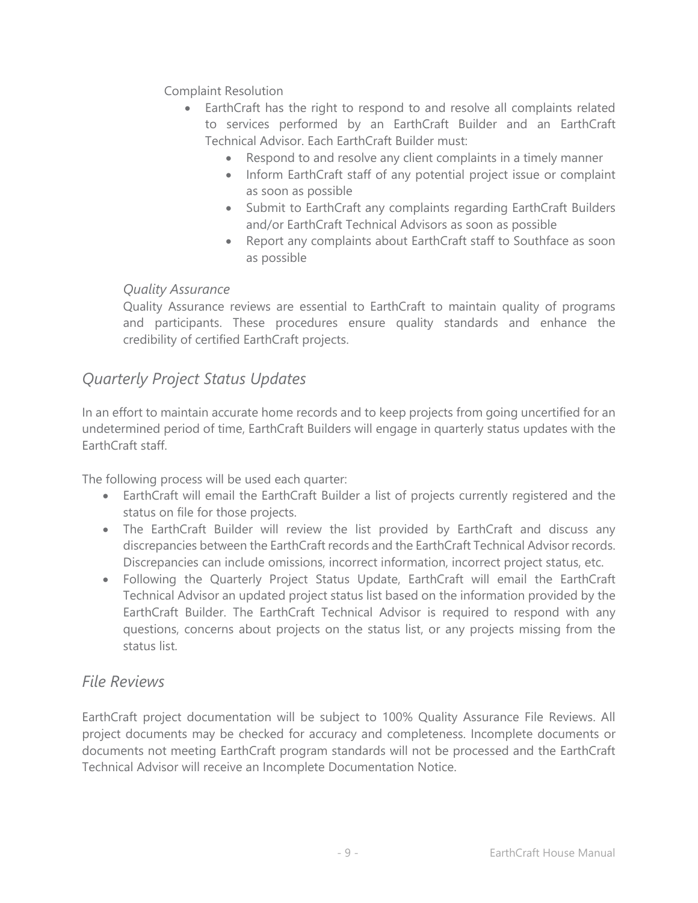Complaint Resolution

- EarthCraft has the right to respond to and resolve all complaints related to services performed by an EarthCraft Builder and an EarthCraft Technical Advisor. Each EarthCraft Builder must:
    - Respond to and resolve any client complaints in a timely manner
    - Inform EarthCraft staff of any potential project issue or complaint as soon as possible
    - Submit to EarthCraft any complaints regarding EarthCraft Builders and/or EarthCraft Technical Advisors as soon as possible
    - Report any complaints about EarthCraft staff to Southface as soon as possible

*Quality Assurance*

Quality Assurance reviews are essential to EarthCraft to maintain quality of programs and participants. These procedures ensure quality standards and enhance the credibility of certified EarthCraft projects.

## *Quarterly Project Status Updates*

In an effort to maintain accurate home records and to keep projects from going uncertified for an undetermined period of time, EarthCraft Builders will engage in quarterly status updates with the EarthCraft staff.

The following process will be used each quarter:

- EarthCraft will email the EarthCraft Builder a list of projects currently registered and the status on file for those projects.
- The EarthCraft Builder will review the list provided by EarthCraft and discuss any discrepancies between the EarthCraft records and the EarthCraft Technical Advisor records. Discrepancies can include omissions, incorrect information, incorrect project status, etc.
- Following the Quarterly Project Status Update, EarthCraft will email the EarthCraft Technical Advisor an updated project status list based on the information provided by the EarthCraft Builder. The EarthCraft Technical Advisor is required to respond with any questions, concerns about projects on the status list, or any projects missing from the status list.

## *File Reviews*

EarthCraft project documentation will be subject to 100% Quality Assurance File Reviews. All project documents may be checked for accuracy and completeness. Incomplete documents or documents not meeting EarthCraft program standards will not be processed and the EarthCraft Technical Advisor will receive an Incomplete Documentation Notice.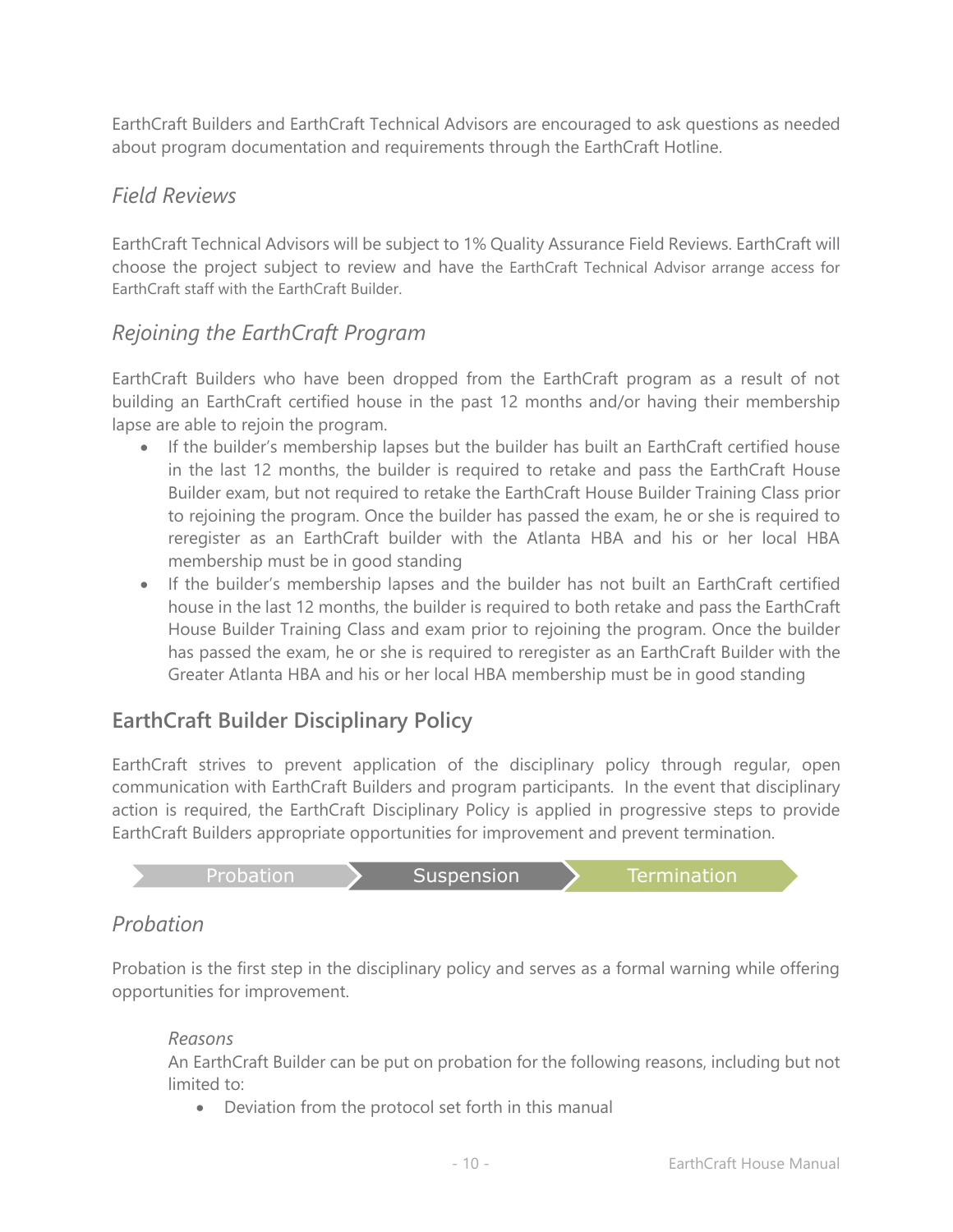EarthCraft Builders and EarthCraft Technical Advisors are encouraged to ask questions as needed about program documentation and requirements through the EarthCraft Hotline.

### *Field Reviews*

EarthCraft Technical Advisors will be subject to 1% Quality Assurance Field Reviews. EarthCraft will choose the project subject to review and have the EarthCraft Technical Advisor arrange access for EarthCraft staff with the EarthCraft Builder.

### *Rejoining the EarthCraft Program*

EarthCraft Builders who have been dropped from the EarthCraft program as a result of not building an EarthCraft certified house in the past 12 months and/or having their membership lapse are able to rejoin the program.

- If the builder's membership lapses but the builder has built an EarthCraft certified house in the last 12 months, the builder is required to retake and pass the EarthCraft House Builder exam, but not required to retake the EarthCraft House Builder Training Class prior to rejoining the program. Once the builder has passed the exam, he or she is required to reregister as an EarthCraft builder with the Atlanta HBA and his or her local HBA membership must be in good standing
- If the builder's membership lapses and the builder has not built an EarthCraft certified house in the last 12 months, the builder is required to both retake and pass the EarthCraft House Builder Training Class and exam prior to rejoining the program. Once the builder has passed the exam, he or she is required to reregister as an EarthCraft Builder with the Greater Atlanta HBA and his or her local HBA membership must be in good standing

## EarthCraft Builder Disciplinary Policy

EarthCraft strives to prevent application of the disciplinary policy through regular, open communication with EarthCraft Builders and program participants. In the event that disciplinary action is required, the EarthCraft Disciplinary Policy is applied in progressive steps to provide EarthCraft Builders appropriate opportunities for improvement and prevent termination.

Probation → Suspension → Termination

### *Probation*

Probation is the first step in the disciplinary policy and serves as a formal warning while offering opportunities for improvement.

*Reasons*

An EarthCraft Builder can be put on probation for the following reasons, including but not limited to:

- Deviation from the protocol set forth in this manual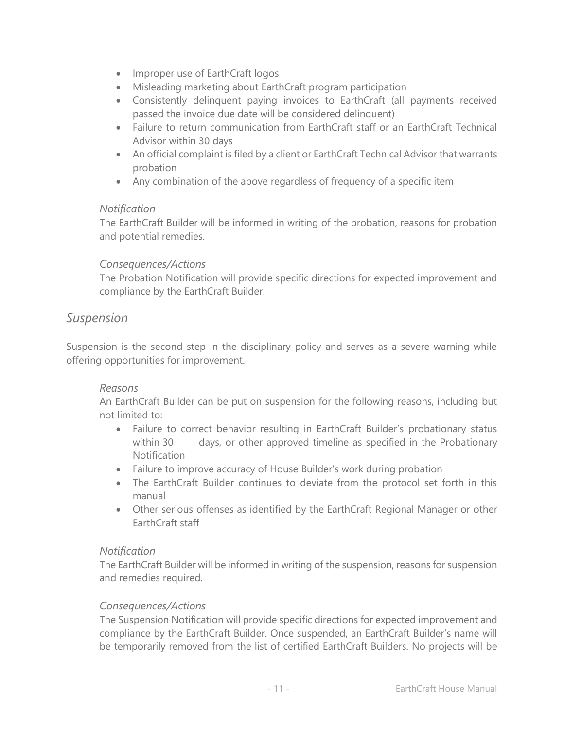- Improper use of EarthCraft logos
- Misleading marketing about EarthCraft program participation
- Consistently delinquent paying invoices to EarthCraft (all payments received passed the invoice due date will be considered delinquent)
- Failure to return communication from EarthCraft staff or an EarthCraft Technical Advisor within 30 days
- An official complaint is filed by a client or EarthCraft Technical Advisor that warrants probation
- Any combination of the above regardless of frequency of a specific item

*Notification*

The EarthCraft Builder will be informed in writing of the probation, reasons for probation and potential remedies.

*Consequences/Actions*

The Probation Notification will provide specific directions for expected improvement and compliance by the EarthCraft Builder.

## *Suspension*

Suspension is the second step in the disciplinary policy and serves as a severe warning while offering opportunities for improvement.

*Reasons*

An EarthCraft Builder can be put on suspension for the following reasons, including but not limited to:

- Failure to correct behavior resulting in EarthCraft Builder's probationary status within 30 days, or other approved timeline as specified in the Probationary Notification
- Failure to improve accuracy of House Builder's work during probation
- The EarthCraft Builder continues to deviate from the protocol set forth in this manual
- Other serious offenses as identified by the EarthCraft Regional Manager or other EarthCraft staff

*Notification*

The EarthCraft Builder will be informed in writing of the suspension, reasons for suspension and remedies required.

*Consequences/Actions*

The Suspension Notification will provide specific directions for expected improvement and compliance by the EarthCraft Builder. Once suspended, an EarthCraft Builder's name will be temporarily removed from the list of certified EarthCraft Builders. No projects will be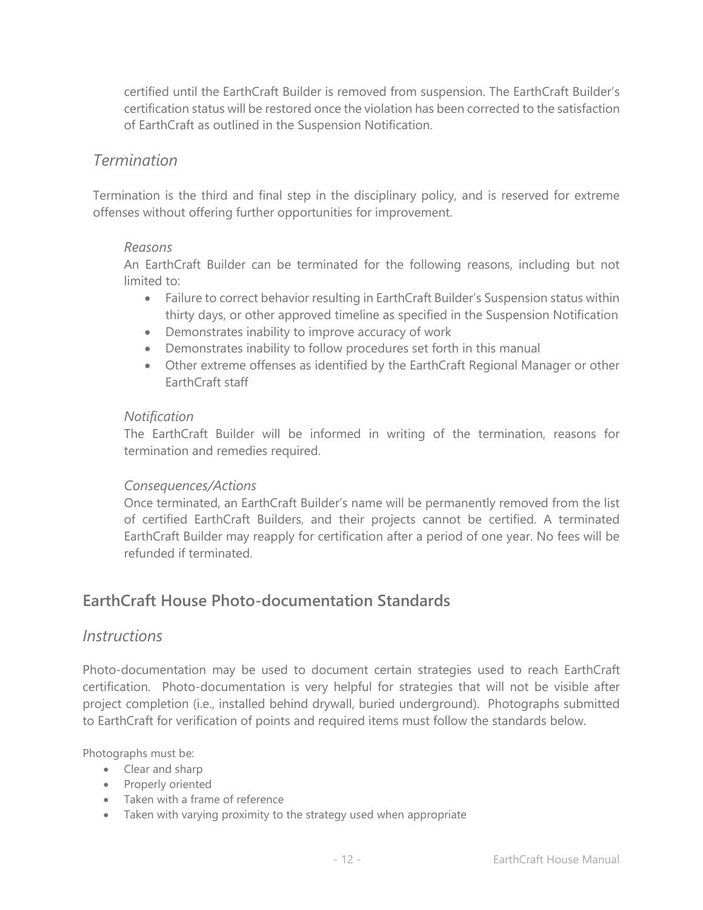certified until the EarthCraft Builder is removed from suspension. The EarthCraft Builder's certification status will be restored once the violation has been corrected to the satisfaction of EarthCraft as outlined in the Suspension Notification.

### *Termination*

Termination is the third and final step in the disciplinary policy, and is reserved for extreme offenses without offering further opportunities for improvement.

*Reasons*

An EarthCraft Builder can be terminated for the following reasons, including but not limited to:

- Failure to correct behavior resulting in EarthCraft Builder's Suspension status within thirty days, or other approved timeline as specified in the Suspension Notification
- Demonstrates inability to improve accuracy of work
- Demonstrates inability to follow procedures set forth in this manual
- Other extreme offenses as identified by the EarthCraft Regional Manager or other EarthCraft staff

*Notification*

The EarthCraft Builder will be informed in writing of the termination, reasons for termination and remedies required.

*Consequences/Actions*

Once terminated, an EarthCraft Builder's name will be permanently removed from the list of certified EarthCraft Builders, and their projects cannot be certified. A terminated EarthCraft Builder may reapply for certification after a period of one year. No fees will be refunded if terminated.

## **EarthCraft House Photo-documentation Standards**

### *Instructions*

Photo-documentation may be used to document certain strategies used to reach EarthCraft certification. Photo-documentation is very helpful for strategies that will not be visible after project completion (i.e., installed behind drywall, buried underground). Photographs submitted to EarthCraft for verification of points and required items must follow the standards below.

Photographs must be:

- Clear and sharp
- Properly oriented
- Taken with a frame of reference
- Taken with varying proximity to the strategy used when appropriate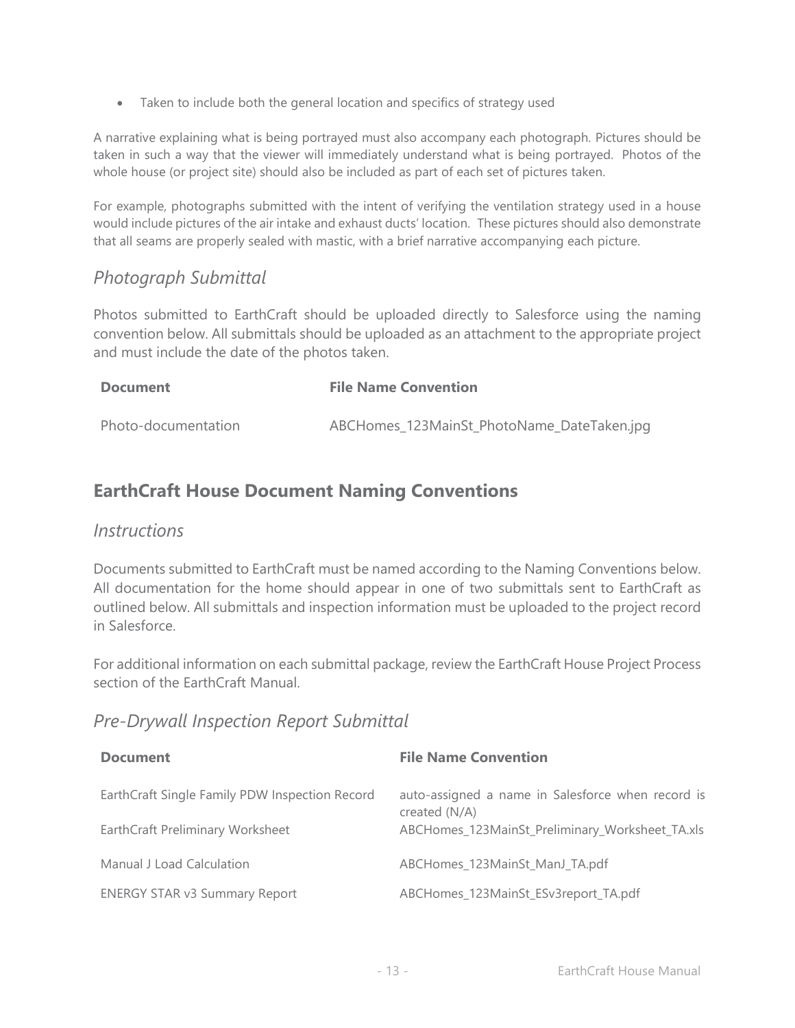- Taken to include both the general location and specifics of strategy used

A narrative explaining what is being portrayed must also accompany each photograph. Pictures should be taken in such a way that the viewer will immediately understand what is being portrayed. Photos of the whole house (or project site) should also be included as part of each set of pictures taken.

For example, photographs submitted with the intent of verifying the ventilation strategy used in a house would include pictures of the air intake and exhaust ducts' location. These pictures should also demonstrate that all seams are properly sealed with mastic, with a brief narrative accompanying each picture.

### *Photograph Submittal*

Photos submitted to EarthCraft should be uploaded directly to Salesforce using the naming convention below. All submittals should be uploaded as an attachment to the appropriate project and must include the date of the photos taken.

| **Document** | **File Name Convention** |
|---|---|
| Photo-documentation | ABCHomes_123MainSt_PhotoName_DateTaken.jpg |

## EarthCraft House Document Naming Conventions

### *Instructions*

Documents submitted to EarthCraft must be named according to the Naming Conventions below. All documentation for the home should appear in one of two submittals sent to EarthCraft as outlined below. All submittals and inspection information must be uploaded to the project record in Salesforce.

For additional information on each submittal package, review the EarthCraft House Project Process section of the EarthCraft Manual.

### *Pre-Drywall Inspection Report Submittal*

| **Document** | **File Name Convention** |
|---|---|
| EarthCraft Single Family PDW Inspection Record | auto-assigned a name in Salesforce when record is created (N/A) |
| EarthCraft Preliminary Worksheet | ABCHomes_123MainSt_Preliminary_Worksheet_TA.xls |
| Manual J Load Calculation | ABCHomes_123MainSt_ManJ_TA.pdf |
| ENERGY STAR v3 Summary Report | ABCHomes_123MainSt_ESv3report_TA.pdf |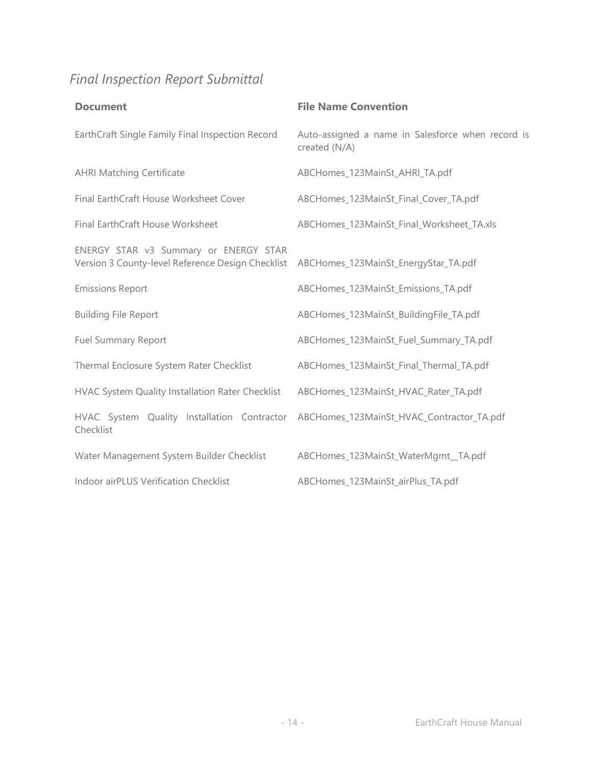*Final Inspection Report Submittal*

| Document | File Name Convention |
| --- | --- |
| EarthCraft Single Family Final Inspection Record | Auto-assigned a name in Salesforce when record is created (N/A) |
| AHRI Matching Certificate | ABCHomes_123MainSt_AHRI_TA.pdf |
| Final EarthCraft House Worksheet Cover | ABCHomes_123MainSt_Final_Cover_TA.pdf |
| Final EarthCraft House Worksheet | ABCHomes_123MainSt_Final_Worksheet_TA.xls |
| ENERGY STAR v3 Summary or ENERGY STAR Version 3 County-level Reference Design Checklist | ABCHomes_123MainSt_EnergyStar_TA.pdf |
| Emissions Report | ABCHomes_123MainSt_Emissions_TA.pdf |
| Building File Report | ABCHomes_123MainSt_BuildingFile_TA.pdf |
| Fuel Summary Report | ABCHomes_123MainSt_Fuel_Summary_TA.pdf |
| Thermal Enclosure System Rater Checklist | ABCHomes_123MainSt_Final_Thermal_TA.pdf |
| HVAC System Quality Installation Rater Checklist | ABCHomes_123MainSt_HVAC_Rater_TA.pdf |
| HVAC System Quality Installation Contractor Checklist | ABCHomes_123MainSt_HVAC_Contractor_TA.pdf |
| Water Management System Builder Checklist | ABCHomes_123MainSt_WaterMgmt__TA.pdf |
| Indoor airPLUS Verification Checklist | ABCHomes_123MainSt_airPlus_TA.pdf |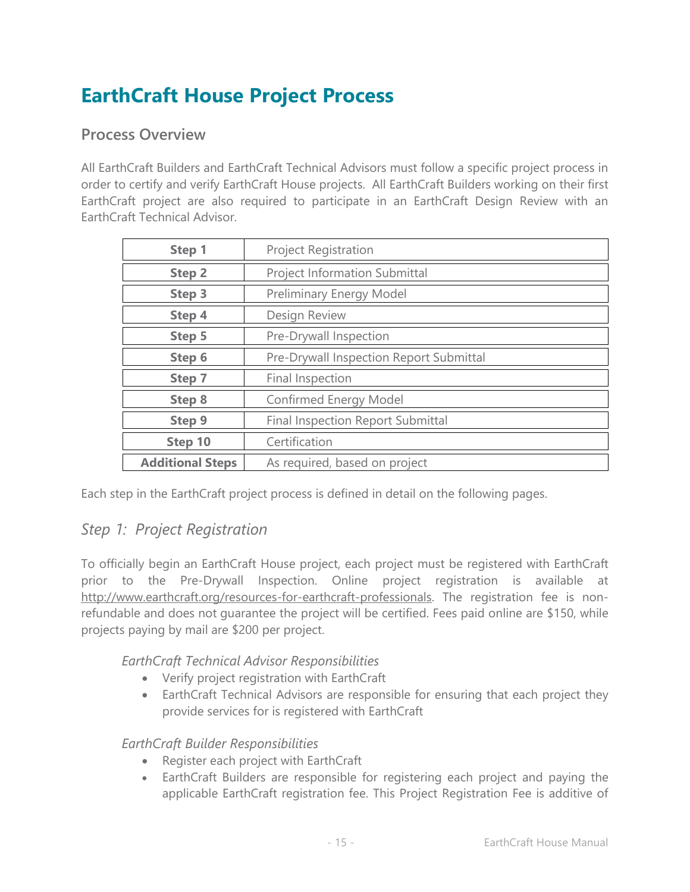# EarthCraft House Project Process

## Process Overview

All EarthCraft Builders and EarthCraft Technical Advisors must follow a specific project process in order to certify and verify EarthCraft House projects. All EarthCraft Builders working on their first EarthCraft project are also required to participate in an EarthCraft Design Review with an EarthCraft Technical Advisor.

| | |
|---|---|
| **Step 1** | Project Registration |
| **Step 2** | Project Information Submittal |
| **Step 3** | Preliminary Energy Model |
| **Step 4** | Design Review |
| **Step 5** | Pre-Drywall Inspection |
| **Step 6** | Pre-Drywall Inspection Report Submittal |
| **Step 7** | Final Inspection |
| **Step 8** | Confirmed Energy Model |
| **Step 9** | Final Inspection Report Submittal |
| **Step 10** | Certification |
| **Additional Steps** | As required, based on project |

Each step in the EarthCraft project process is defined in detail on the following pages.

### *Step 1: Project Registration*

To officially begin an EarthCraft House project, each project must be registered with EarthCraft prior to the Pre-Drywall Inspection. Online project registration is available at http://www.earthcraft.org/resources-for-earthcraft-professionals. The registration fee is non-refundable and does not guarantee the project will be certified. Fees paid online are $150, while projects paying by mail are $200 per project.

*EarthCraft Technical Advisor Responsibilities*

- Verify project registration with EarthCraft
- EarthCraft Technical Advisors are responsible for ensuring that each project they provide services for is registered with EarthCraft

*EarthCraft Builder Responsibilities*

- Register each project with EarthCraft
- EarthCraft Builders are responsible for registering each project and paying the applicable EarthCraft registration fee. This Project Registration Fee is additive of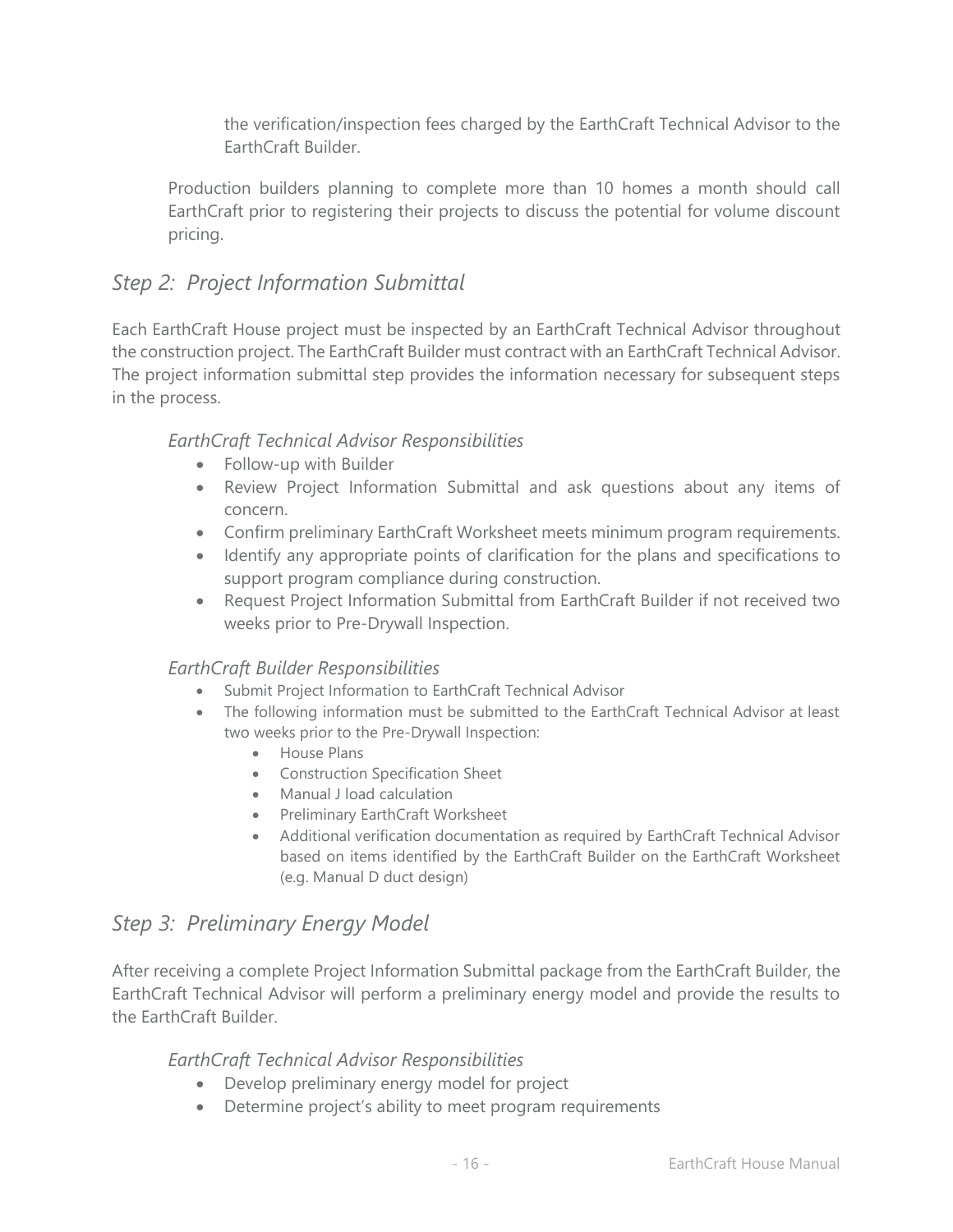the verification/inspection fees charged by the EarthCraft Technical Advisor to the EarthCraft Builder.

Production builders planning to complete more than 10 homes a month should call EarthCraft prior to registering their projects to discuss the potential for volume discount pricing.

## *Step 2: Project Information Submittal*

Each EarthCraft House project must be inspected by an EarthCraft Technical Advisor throughout the construction project. The EarthCraft Builder must contract with an EarthCraft Technical Advisor. The project information submittal step provides the information necessary for subsequent steps in the process.

### *EarthCraft Technical Advisor Responsibilities*

- Follow-up with Builder
- Review Project Information Submittal and ask questions about any items of concern.
- Confirm preliminary EarthCraft Worksheet meets minimum program requirements.
- Identify any appropriate points of clarification for the plans and specifications to support program compliance during construction.
- Request Project Information Submittal from EarthCraft Builder if not received two weeks prior to Pre-Drywall Inspection.

### *EarthCraft Builder Responsibilities*

- Submit Project Information to EarthCraft Technical Advisor
- The following information must be submitted to the EarthCraft Technical Advisor at least two weeks prior to the Pre-Drywall Inspection:
  - House Plans
  - Construction Specification Sheet
  - Manual J load calculation
  - Preliminary EarthCraft Worksheet
  - Additional verification documentation as required by EarthCraft Technical Advisor based on items identified by the EarthCraft Builder on the EarthCraft Worksheet (e.g. Manual D duct design)

## *Step 3: Preliminary Energy Model*

After receiving a complete Project Information Submittal package from the EarthCraft Builder, the EarthCraft Technical Advisor will perform a preliminary energy model and provide the results to the EarthCraft Builder.

### *EarthCraft Technical Advisor Responsibilities*

- Develop preliminary energy model for project
- Determine project's ability to meet program requirements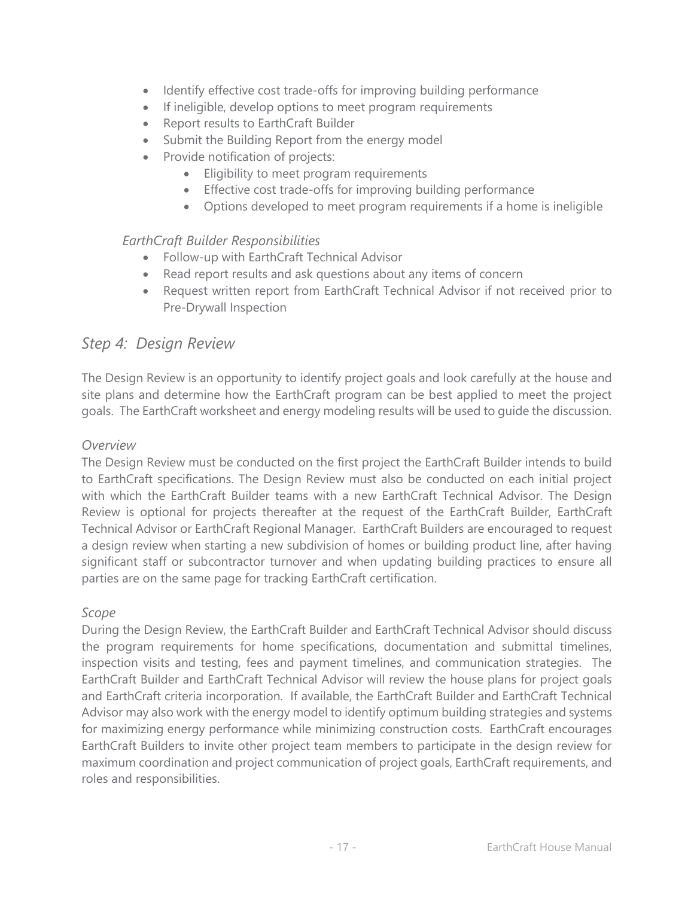- Identify effective cost trade-offs for improving building performance
- If ineligible, develop options to meet program requirements
- Report results to EarthCraft Builder
- Submit the Building Report from the energy model
- Provide notification of projects:
  - Eligibility to meet program requirements
  - Effective cost trade-offs for improving building performance
  - Options developed to meet program requirements if a home is ineligible

*EarthCraft Builder Responsibilities*

- Follow-up with EarthCraft Technical Advisor
- Read report results and ask questions about any items of concern
- Request written report from EarthCraft Technical Advisor if not received prior to Pre-Drywall Inspection

## *Step 4: Design Review*

The Design Review is an opportunity to identify project goals and look carefully at the house and site plans and determine how the EarthCraft program can be best applied to meet the project goals. The EarthCraft worksheet and energy modeling results will be used to guide the discussion.

*Overview*

The Design Review must be conducted on the first project the EarthCraft Builder intends to build to EarthCraft specifications. The Design Review must also be conducted on each initial project with which the EarthCraft Builder teams with a new EarthCraft Technical Advisor. The Design Review is optional for projects thereafter at the request of the EarthCraft Builder, EarthCraft Technical Advisor or EarthCraft Regional Manager. EarthCraft Builders are encouraged to request a design review when starting a new subdivision of homes or building product line, after having significant staff or subcontractor turnover and when updating building practices to ensure all parties are on the same page for tracking EarthCraft certification.

*Scope*

During the Design Review, the EarthCraft Builder and EarthCraft Technical Advisor should discuss the program requirements for home specifications, documentation and submittal timelines, inspection visits and testing, fees and payment timelines, and communication strategies. The EarthCraft Builder and EarthCraft Technical Advisor will review the house plans for project goals and EarthCraft criteria incorporation. If available, the EarthCraft Builder and EarthCraft Technical Advisor may also work with the energy model to identify optimum building strategies and systems for maximizing energy performance while minimizing construction costs. EarthCraft encourages EarthCraft Builders to invite other project team members to participate in the design review for maximum coordination and project communication of project goals, EarthCraft requirements, and roles and responsibilities.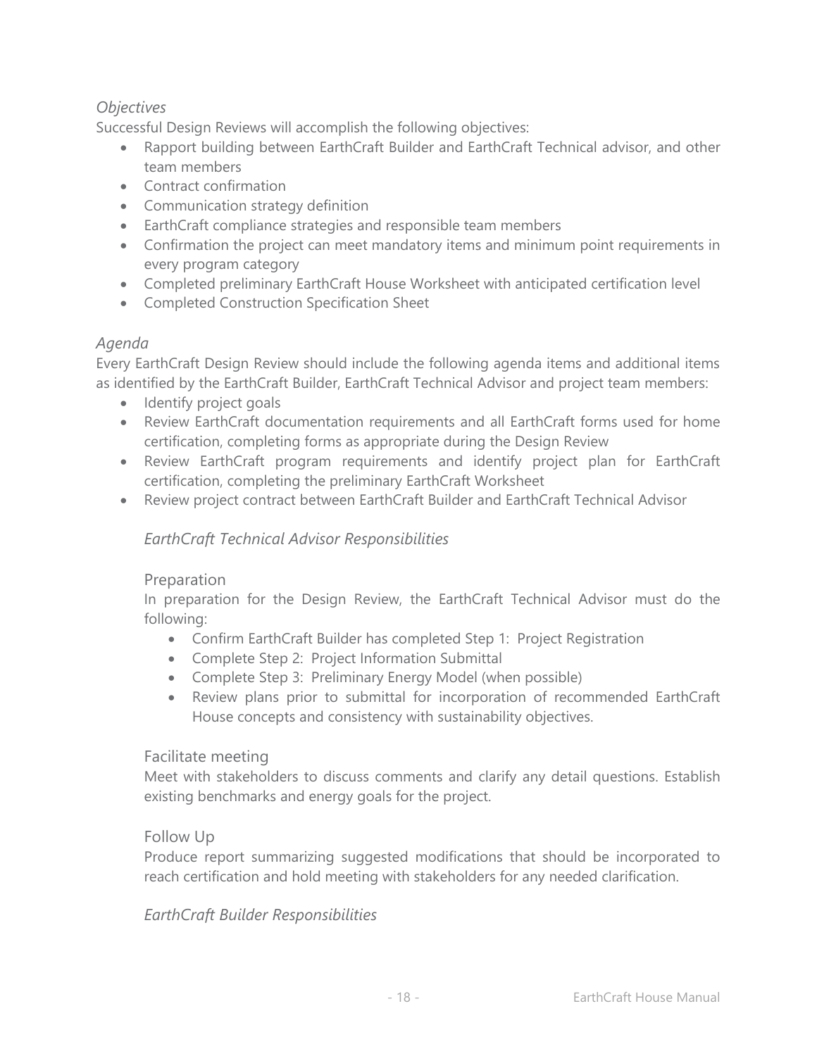### *Objectives*

Successful Design Reviews will accomplish the following objectives:

- Rapport building between EarthCraft Builder and EarthCraft Technical advisor, and other team members
- Contract confirmation
- Communication strategy definition
- EarthCraft compliance strategies and responsible team members
- Confirmation the project can meet mandatory items and minimum point requirements in every program category
- Completed preliminary EarthCraft House Worksheet with anticipated certification level
- Completed Construction Specification Sheet

### *Agenda*

Every EarthCraft Design Review should include the following agenda items and additional items as identified by the EarthCraft Builder, EarthCraft Technical Advisor and project team members:

- Identify project goals
- Review EarthCraft documentation requirements and all EarthCraft forms used for home certification, completing forms as appropriate during the Design Review
- Review EarthCraft program requirements and identify project plan for EarthCraft certification, completing the preliminary EarthCraft Worksheet
- Review project contract between EarthCraft Builder and EarthCraft Technical Advisor

#### *EarthCraft Technical Advisor Responsibilities*

##### Preparation

In preparation for the Design Review, the EarthCraft Technical Advisor must do the following:

- Confirm EarthCraft Builder has completed Step 1: Project Registration
- Complete Step 2: Project Information Submittal
- Complete Step 3: Preliminary Energy Model (when possible)
- Review plans prior to submittal for incorporation of recommended EarthCraft House concepts and consistency with sustainability objectives.

##### Facilitate meeting

Meet with stakeholders to discuss comments and clarify any detail questions. Establish existing benchmarks and energy goals for the project.

##### Follow Up

Produce report summarizing suggested modifications that should be incorporated to reach certification and hold meeting with stakeholders for any needed clarification.

#### *EarthCraft Builder Responsibilities*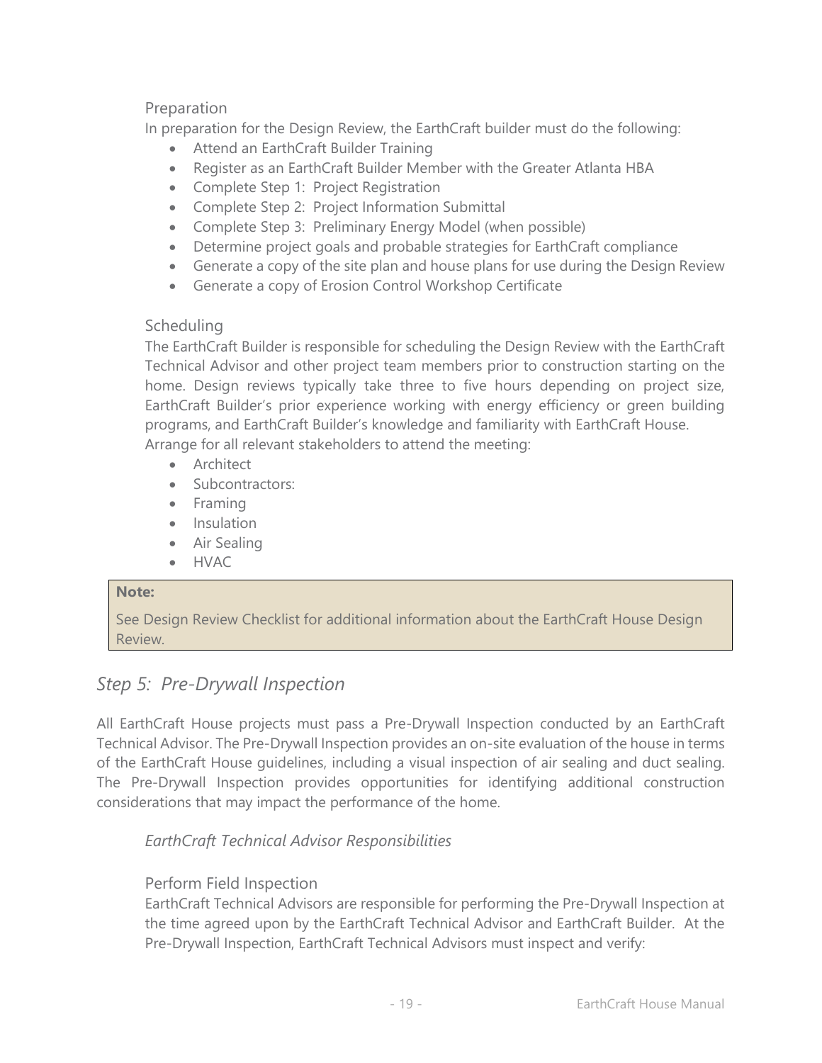#### Preparation

In preparation for the Design Review, the EarthCraft builder must do the following:

- Attend an EarthCraft Builder Training
- Register as an EarthCraft Builder Member with the Greater Atlanta HBA
- Complete Step 1: Project Registration
- Complete Step 2: Project Information Submittal
- Complete Step 3: Preliminary Energy Model (when possible)
- Determine project goals and probable strategies for EarthCraft compliance
- Generate a copy of the site plan and house plans for use during the Design Review
- Generate a copy of Erosion Control Workshop Certificate

#### Scheduling

The EarthCraft Builder is responsible for scheduling the Design Review with the EarthCraft Technical Advisor and other project team members prior to construction starting on the home. Design reviews typically take three to five hours depending on project size, EarthCraft Builder's prior experience working with energy efficiency or green building programs, and EarthCraft Builder's knowledge and familiarity with EarthCraft House.
Arrange for all relevant stakeholders to attend the meeting:

- Architect
- Subcontractors:
- Framing
- Insulation
- Air Sealing
- HVAC

> **Note:**
>
> See Design Review Checklist for additional information about the EarthCraft House Design Review.

## *Step 5: Pre-Drywall Inspection*

All EarthCraft House projects must pass a Pre-Drywall Inspection conducted by an EarthCraft Technical Advisor. The Pre-Drywall Inspection provides an on-site evaluation of the house in terms of the EarthCraft House guidelines, including a visual inspection of air sealing and duct sealing. The Pre-Drywall Inspection provides opportunities for identifying additional construction considerations that may impact the performance of the home.

### *EarthCraft Technical Advisor Responsibilities*

#### Perform Field Inspection

EarthCraft Technical Advisors are responsible for performing the Pre-Drywall Inspection at the time agreed upon by the EarthCraft Technical Advisor and EarthCraft Builder. At the Pre-Drywall Inspection, EarthCraft Technical Advisors must inspect and verify: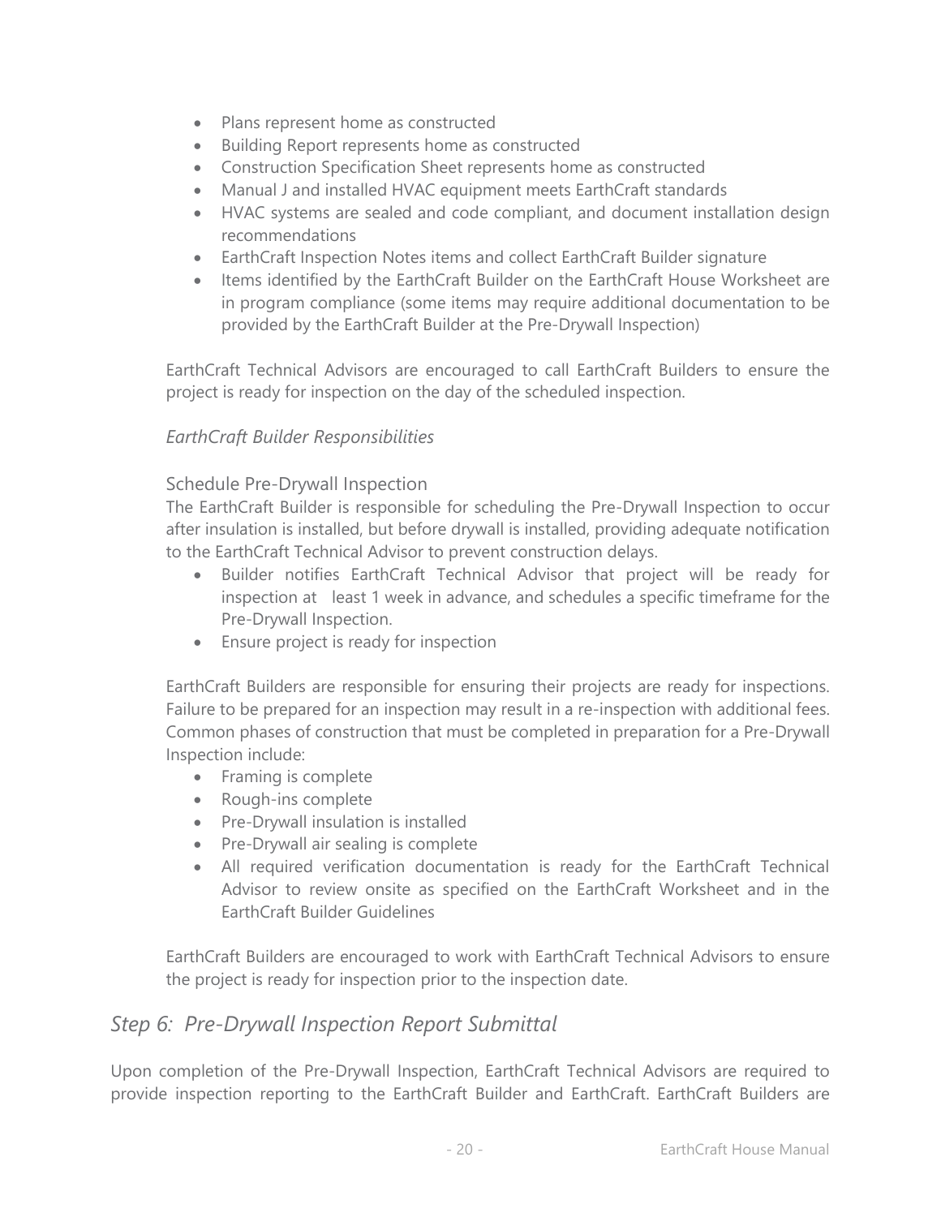- Plans represent home as constructed
- Building Report represents home as constructed
- Construction Specification Sheet represents home as constructed
- Manual J and installed HVAC equipment meets EarthCraft standards
- HVAC systems are sealed and code compliant, and document installation design recommendations
- EarthCraft Inspection Notes items and collect EarthCraft Builder signature
- Items identified by the EarthCraft Builder on the EarthCraft House Worksheet are in program compliance (some items may require additional documentation to be provided by the EarthCraft Builder at the Pre-Drywall Inspection)

EarthCraft Technical Advisors are encouraged to call EarthCraft Builders to ensure the project is ready for inspection on the day of the scheduled inspection.

*EarthCraft Builder Responsibilities*

Schedule Pre-Drywall Inspection

The EarthCraft Builder is responsible for scheduling the Pre-Drywall Inspection to occur after insulation is installed, but before drywall is installed, providing adequate notification to the EarthCraft Technical Advisor to prevent construction delays.

- Builder notifies EarthCraft Technical Advisor that project will be ready for inspection at least 1 week in advance, and schedules a specific timeframe for the Pre-Drywall Inspection.
- Ensure project is ready for inspection

EarthCraft Builders are responsible for ensuring their projects are ready for inspections. Failure to be prepared for an inspection may result in a re-inspection with additional fees. Common phases of construction that must be completed in preparation for a Pre-Drywall Inspection include:

- Framing is complete
- Rough-ins complete
- Pre-Drywall insulation is installed
- Pre-Drywall air sealing is complete
- All required verification documentation is ready for the EarthCraft Technical Advisor to review onsite as specified on the EarthCraft Worksheet and in the EarthCraft Builder Guidelines

EarthCraft Builders are encouraged to work with EarthCraft Technical Advisors to ensure the project is ready for inspection prior to the inspection date.

## *Step 6: Pre-Drywall Inspection Report Submittal*

Upon completion of the Pre-Drywall Inspection, EarthCraft Technical Advisors are required to provide inspection reporting to the EarthCraft Builder and EarthCraft. EarthCraft Builders are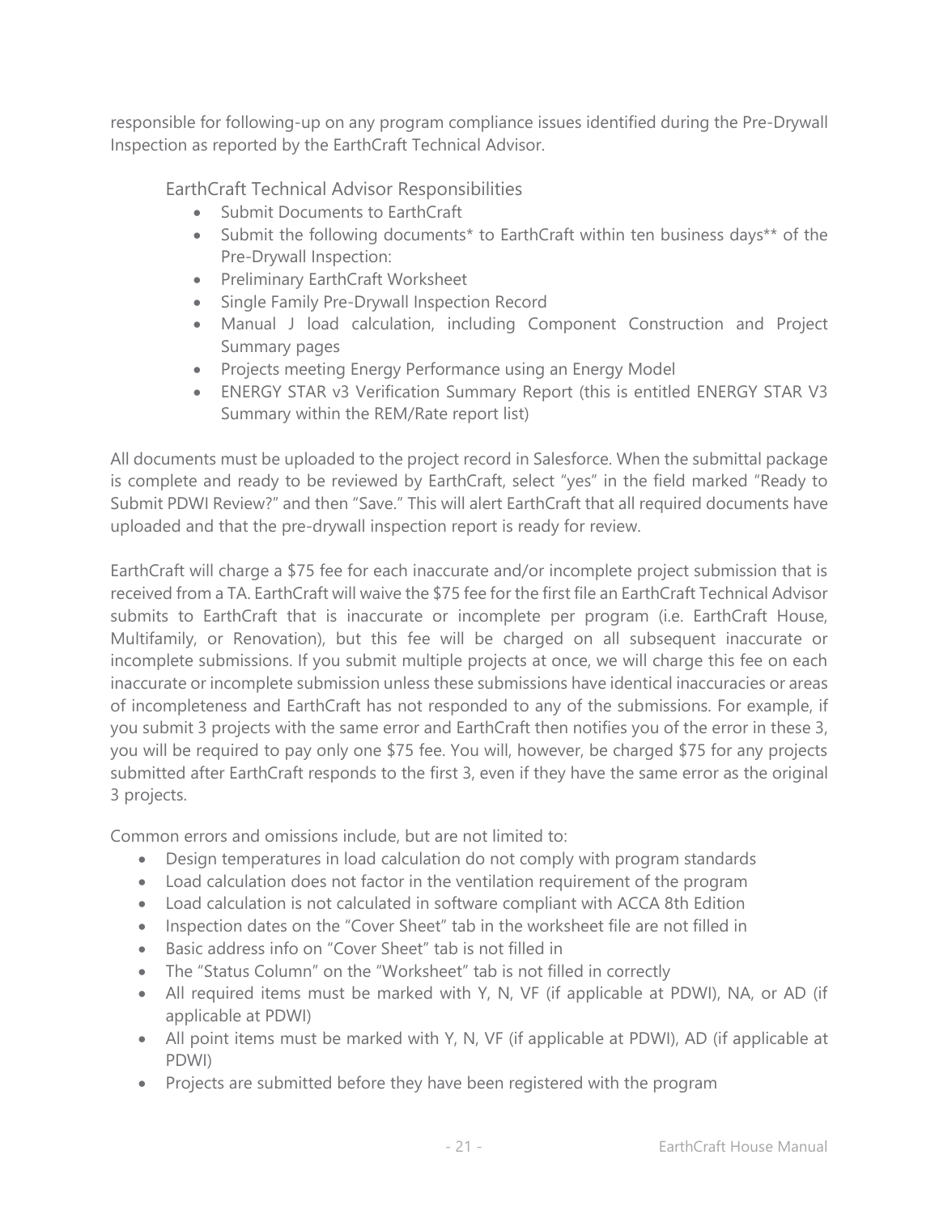responsible for following-up on any program compliance issues identified during the Pre-Drywall Inspection as reported by the EarthCraft Technical Advisor.

### EarthCraft Technical Advisor Responsibilities

- Submit Documents to EarthCraft
- Submit the following documents* to EarthCraft within ten business days** of the Pre-Drywall Inspection:
- Preliminary EarthCraft Worksheet
- Single Family Pre-Drywall Inspection Record
- Manual J load calculation, including Component Construction and Project Summary pages
- Projects meeting Energy Performance using an Energy Model
- ENERGY STAR v3 Verification Summary Report (this is entitled ENERGY STAR V3 Summary within the REM/Rate report list)

All documents must be uploaded to the project record in Salesforce. When the submittal package is complete and ready to be reviewed by EarthCraft, select "yes" in the field marked "Ready to Submit PDWI Review?" and then "Save." This will alert EarthCraft that all required documents have uploaded and that the pre-drywall inspection report is ready for review.

EarthCraft will charge a $75 fee for each inaccurate and/or incomplete project submission that is received from a TA. EarthCraft will waive the $75 fee for the first file an EarthCraft Technical Advisor submits to EarthCraft that is inaccurate or incomplete per program (i.e. EarthCraft House, Multifamily, or Renovation), but this fee will be charged on all subsequent inaccurate or incomplete submissions. If you submit multiple projects at once, we will charge this fee on each inaccurate or incomplete submission unless these submissions have identical inaccuracies or areas of incompleteness and EarthCraft has not responded to any of the submissions. For example, if you submit 3 projects with the same error and EarthCraft then notifies you of the error in these 3, you will be required to pay only one $75 fee. You will, however, be charged $75 for any projects submitted after EarthCraft responds to the first 3, even if they have the same error as the original 3 projects.

Common errors and omissions include, but are not limited to:

- Design temperatures in load calculation do not comply with program standards
- Load calculation does not factor in the ventilation requirement of the program
- Load calculation is not calculated in software compliant with ACCA 8th Edition
- Inspection dates on the "Cover Sheet" tab in the worksheet file are not filled in
- Basic address info on "Cover Sheet" tab is not filled in
- The "Status Column" on the "Worksheet" tab is not filled in correctly
- All required items must be marked with Y, N, VF (if applicable at PDWI), NA, or AD (if applicable at PDWI)
- All point items must be marked with Y, N, VF (if applicable at PDWI), AD (if applicable at PDWI)
- Projects are submitted before they have been registered with the program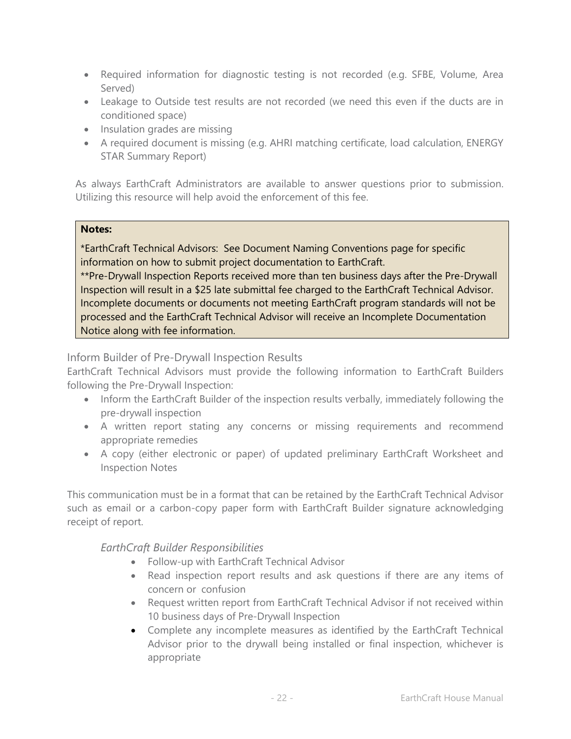- Required information for diagnostic testing is not recorded (e.g. SFBE, Volume, Area Served)
- Leakage to Outside test results are not recorded (we need this even if the ducts are in conditioned space)
- Insulation grades are missing
- A required document is missing (e.g. AHRI matching certificate, load calculation, ENERGY STAR Summary Report)

As always EarthCraft Administrators are available to answer questions prior to submission. Utilizing this resource will help avoid the enforcement of this fee.

> **Notes:**
>
> *EarthCraft Technical Advisors: See Document Naming Conventions page for specific information on how to submit project documentation to EarthCraft.
> **Pre-Drywall Inspection Reports received more than ten business days after the Pre-Drywall Inspection will result in a $25 late submittal fee charged to the EarthCraft Technical Advisor. Incomplete documents or documents not meeting EarthCraft program standards will not be processed and the EarthCraft Technical Advisor will receive an Incomplete Documentation Notice along with fee information.

### Inform Builder of Pre-Drywall Inspection Results

EarthCraft Technical Advisors must provide the following information to EarthCraft Builders following the Pre-Drywall Inspection:

- Inform the EarthCraft Builder of the inspection results verbally, immediately following the pre-drywall inspection
- A written report stating any concerns or missing requirements and recommend appropriate remedies
- A copy (either electronic or paper) of updated preliminary EarthCraft Worksheet and Inspection Notes

This communication must be in a format that can be retained by the EarthCraft Technical Advisor such as email or a carbon-copy paper form with EarthCraft Builder signature acknowledging receipt of report.

#### *EarthCraft Builder Responsibilities*

- Follow-up with EarthCraft Technical Advisor
- Read inspection report results and ask questions if there are any items of concern or confusion
- Request written report from EarthCraft Technical Advisor if not received within 10 business days of Pre-Drywall Inspection
- Complete any incomplete measures as identified by the EarthCraft Technical Advisor prior to the drywall being installed or final inspection, whichever is appropriate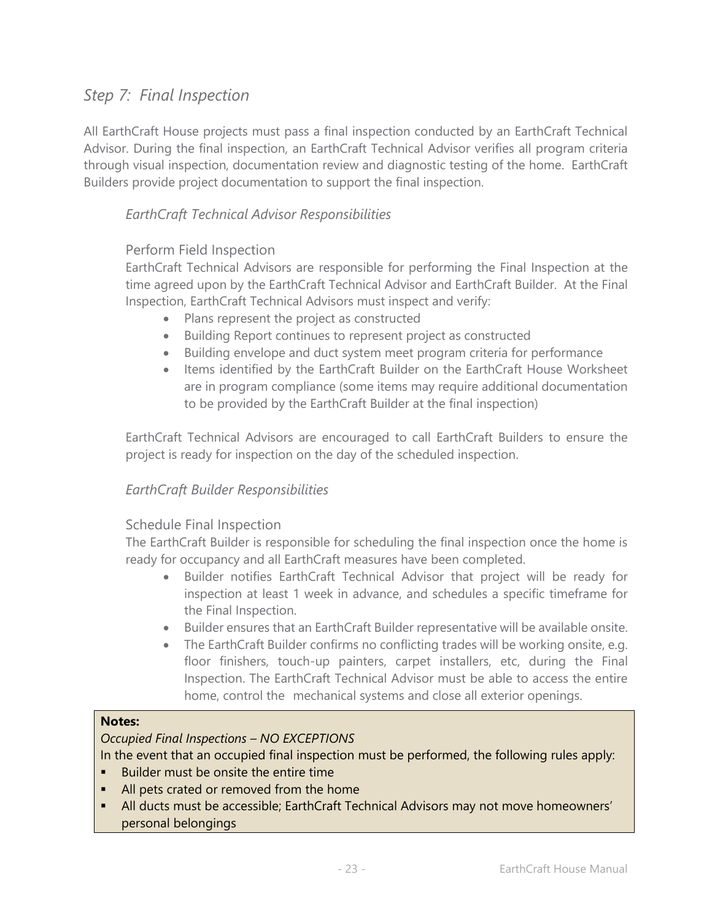## *Step 7: Final Inspection*

All EarthCraft House projects must pass a final inspection conducted by an EarthCraft Technical Advisor. During the final inspection, an EarthCraft Technical Advisor verifies all program criteria through visual inspection, documentation review and diagnostic testing of the home. EarthCraft Builders provide project documentation to support the final inspection.

### *EarthCraft Technical Advisor Responsibilities*

#### Perform Field Inspection

EarthCraft Technical Advisors are responsible for performing the Final Inspection at the time agreed upon by the EarthCraft Technical Advisor and EarthCraft Builder. At the Final Inspection, EarthCraft Technical Advisors must inspect and verify:

- Plans represent the project as constructed
- Building Report continues to represent project as constructed
- Building envelope and duct system meet program criteria for performance
- Items identified by the EarthCraft Builder on the EarthCraft House Worksheet are in program compliance (some items may require additional documentation to be provided by the EarthCraft Builder at the final inspection)

EarthCraft Technical Advisors are encouraged to call EarthCraft Builders to ensure the project is ready for inspection on the day of the scheduled inspection.

### *EarthCraft Builder Responsibilities*

#### Schedule Final Inspection

The EarthCraft Builder is responsible for scheduling the final inspection once the home is ready for occupancy and all EarthCraft measures have been completed.

- Builder notifies EarthCraft Technical Advisor that project will be ready for inspection at least 1 week in advance, and schedules a specific timeframe for the Final Inspection.
- Builder ensures that an EarthCraft Builder representative will be available onsite.
- The EarthCraft Builder confirms no conflicting trades will be working onsite, e.g. floor finishers, touch-up painters, carpet installers, etc, during the Final Inspection. The EarthCraft Technical Advisor must be able to access the entire home, control the mechanical systems and close all exterior openings.

**Notes:**

*Occupied Final Inspections – NO EXCEPTIONS*

In the event that an occupied final inspection must be performed, the following rules apply:

- Builder must be onsite the entire time
- All pets crated or removed from the home
- All ducts must be accessible; EarthCraft Technical Advisors may not move homeowners' personal belongings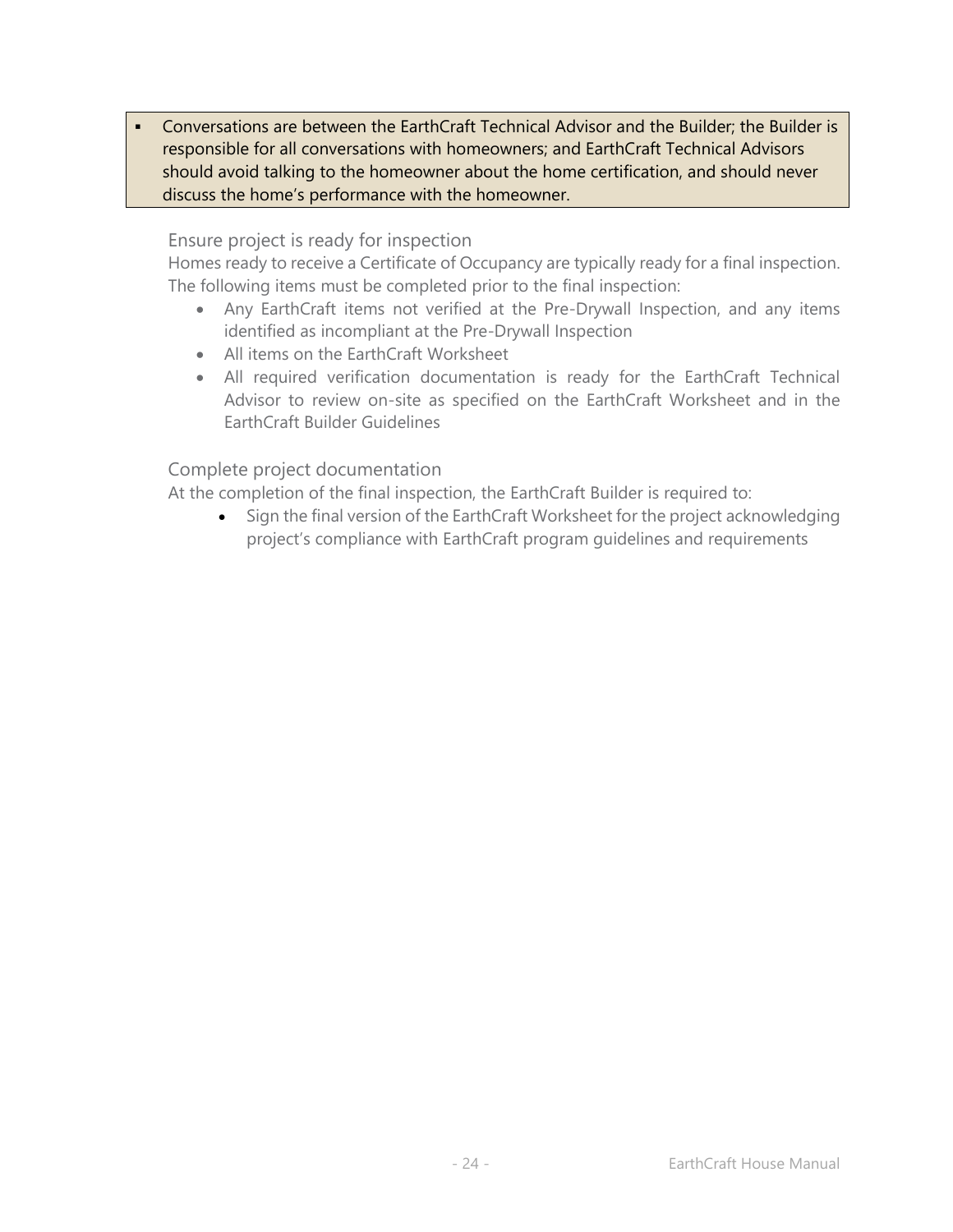- Conversations are between the EarthCraft Technical Advisor and the Builder; the Builder is responsible for all conversations with homeowners; and EarthCraft Technical Advisors should avoid talking to the homeowner about the home certification, and should never discuss the home's performance with the homeowner.

### Ensure project is ready for inspection

Homes ready to receive a Certificate of Occupancy are typically ready for a final inspection. The following items must be completed prior to the final inspection:

- Any EarthCraft items not verified at the Pre-Drywall Inspection, and any items identified as incompliant at the Pre-Drywall Inspection
- All items on the EarthCraft Worksheet
- All required verification documentation is ready for the EarthCraft Technical Advisor to review on-site as specified on the EarthCraft Worksheet and in the EarthCraft Builder Guidelines

### Complete project documentation

At the completion of the final inspection, the EarthCraft Builder is required to:

- Sign the final version of the EarthCraft Worksheet for the project acknowledging project's compliance with EarthCraft program guidelines and requirements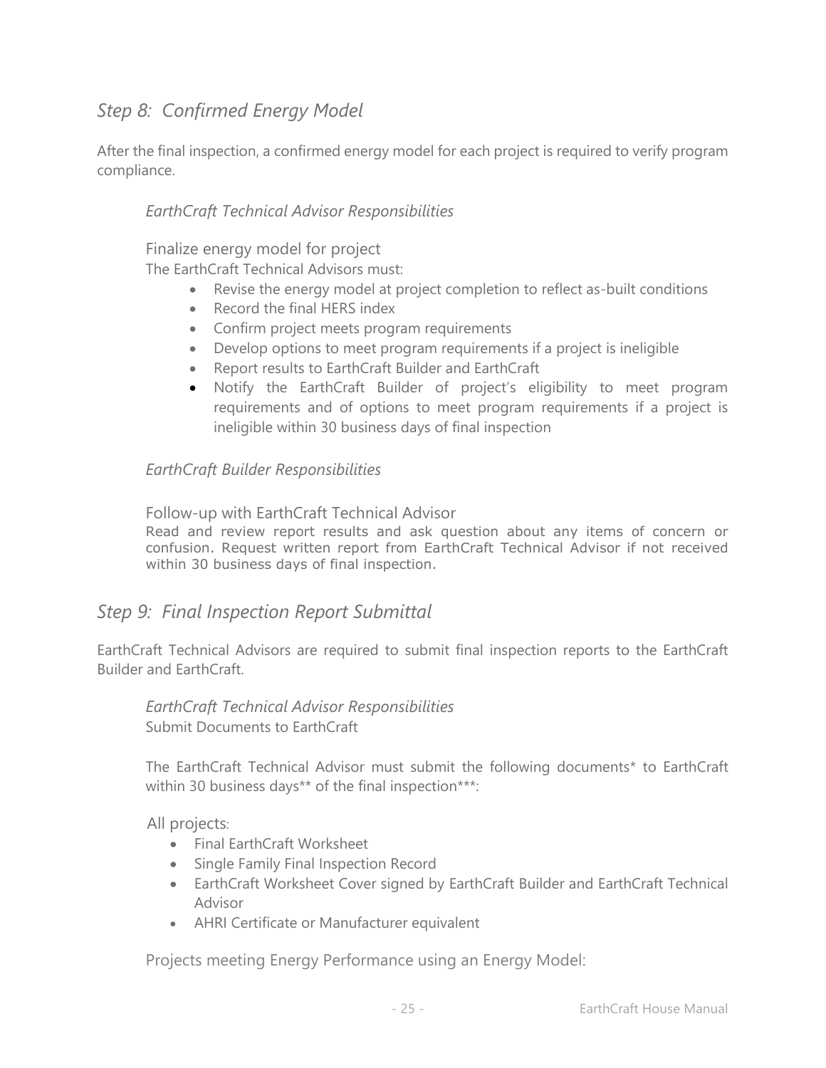## *Step 8: Confirmed Energy Model*

After the final inspection, a confirmed energy model for each project is required to verify program compliance.

### *EarthCraft Technical Advisor Responsibilities*

Finalize energy model for project

The EarthCraft Technical Advisors must:

- Revise the energy model at project completion to reflect as-built conditions
- Record the final HERS index
- Confirm project meets program requirements
- Develop options to meet program requirements if a project is ineligible
- Report results to EarthCraft Builder and EarthCraft
- Notify the EarthCraft Builder of project's eligibility to meet program requirements and of options to meet program requirements if a project is ineligible within 30 business days of final inspection

### *EarthCraft Builder Responsibilities*

Follow-up with EarthCraft Technical Advisor

Read and review report results and ask question about any items of concern or confusion. Request written report from EarthCraft Technical Advisor if not received within 30 business days of final inspection.

## *Step 9: Final Inspection Report Submittal*

EarthCraft Technical Advisors are required to submit final inspection reports to the EarthCraft Builder and EarthCraft.

### *EarthCraft Technical Advisor Responsibilities*

Submit Documents to EarthCraft

The EarthCraft Technical Advisor must submit the following documents* to EarthCraft within 30 business days** of the final inspection***:

All projects:

- Final EarthCraft Worksheet
- Single Family Final Inspection Record
- EarthCraft Worksheet Cover signed by EarthCraft Builder and EarthCraft Technical Advisor
- AHRI Certificate or Manufacturer equivalent

Projects meeting Energy Performance using an Energy Model: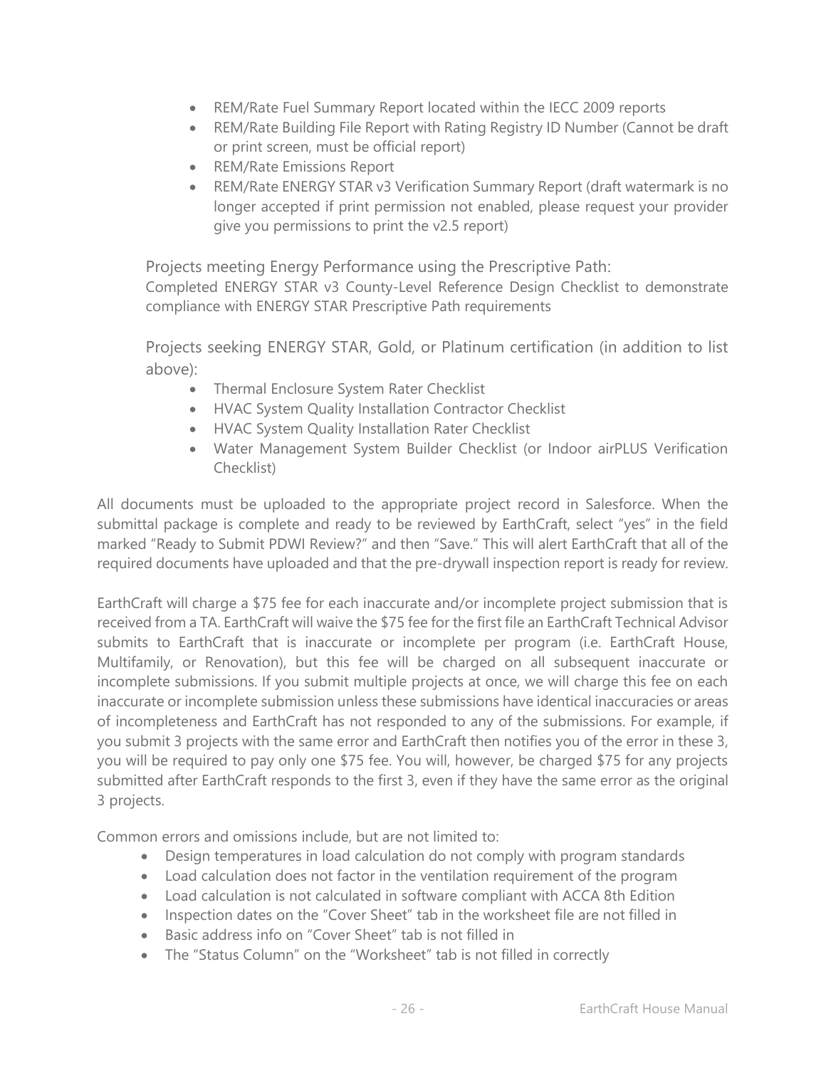- REM/Rate Fuel Summary Report located within the IECC 2009 reports
- REM/Rate Building File Report with Rating Registry ID Number (Cannot be draft or print screen, must be official report)
- REM/Rate Emissions Report
- REM/Rate ENERGY STAR v3 Verification Summary Report (draft watermark is no longer accepted if print permission not enabled, please request your provider give you permissions to print the v2.5 report)

Projects meeting Energy Performance using the Prescriptive Path:
Completed ENERGY STAR v3 County-Level Reference Design Checklist to demonstrate compliance with ENERGY STAR Prescriptive Path requirements

Projects seeking ENERGY STAR, Gold, or Platinum certification (in addition to list above):

- Thermal Enclosure System Rater Checklist
- HVAC System Quality Installation Contractor Checklist
- HVAC System Quality Installation Rater Checklist
- Water Management System Builder Checklist (or Indoor airPLUS Verification Checklist)

All documents must be uploaded to the appropriate project record in Salesforce. When the submittal package is complete and ready to be reviewed by EarthCraft, select "yes" in the field marked "Ready to Submit PDWI Review?" and then "Save." This will alert EarthCraft that all of the required documents have uploaded and that the pre-drywall inspection report is ready for review.

EarthCraft will charge a $75 fee for each inaccurate and/or incomplete project submission that is received from a TA. EarthCraft will waive the $75 fee for the first file an EarthCraft Technical Advisor submits to EarthCraft that is inaccurate or incomplete per program (i.e. EarthCraft House, Multifamily, or Renovation), but this fee will be charged on all subsequent inaccurate or incomplete submissions. If you submit multiple projects at once, we will charge this fee on each inaccurate or incomplete submission unless these submissions have identical inaccuracies or areas of incompleteness and EarthCraft has not responded to any of the submissions. For example, if you submit 3 projects with the same error and EarthCraft then notifies you of the error in these 3, you will be required to pay only one $75 fee. You will, however, be charged $75 for any projects submitted after EarthCraft responds to the first 3, even if they have the same error as the original 3 projects.

Common errors and omissions include, but are not limited to:

- Design temperatures in load calculation do not comply with program standards
- Load calculation does not factor in the ventilation requirement of the program
- Load calculation is not calculated in software compliant with ACCA 8th Edition
- Inspection dates on the "Cover Sheet" tab in the worksheet file are not filled in
- Basic address info on "Cover Sheet" tab is not filled in
- The "Status Column" on the "Worksheet" tab is not filled in correctly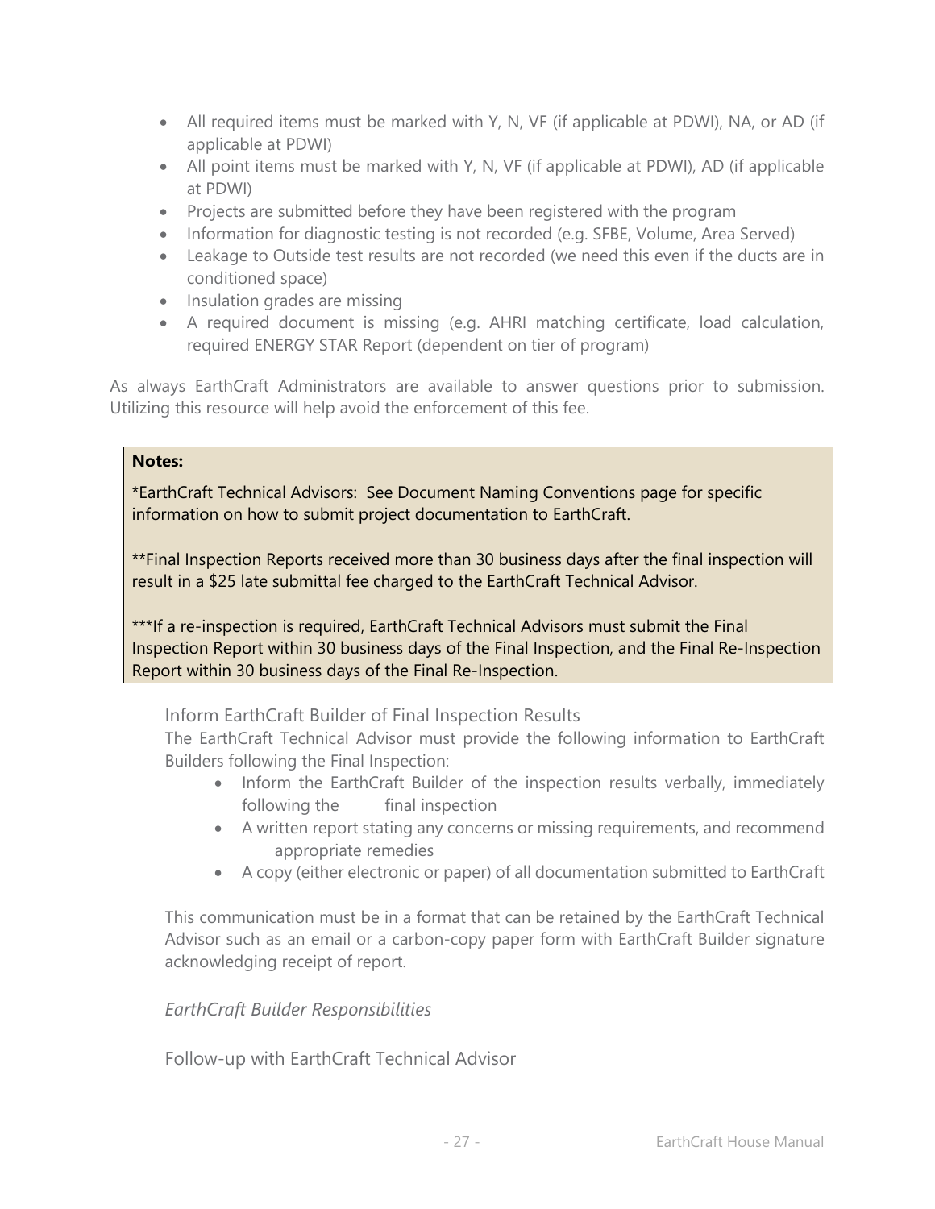- All required items must be marked with Y, N, VF (if applicable at PDWI), NA, or AD (if applicable at PDWI)
- All point items must be marked with Y, N, VF (if applicable at PDWI), AD (if applicable at PDWI)
- Projects are submitted before they have been registered with the program
- Information for diagnostic testing is not recorded (e.g. SFBE, Volume, Area Served)
- Leakage to Outside test results are not recorded (we need this even if the ducts are in conditioned space)
- Insulation grades are missing
- A required document is missing (e.g. AHRI matching certificate, load calculation, required ENERGY STAR Report (dependent on tier of program)

As always EarthCraft Administrators are available to answer questions prior to submission. Utilizing this resource will help avoid the enforcement of this fee.

> **Notes:**
>
> *EarthCraft Technical Advisors: See Document Naming Conventions page for specific information on how to submit project documentation to EarthCraft.
>
> **Final Inspection Reports received more than 30 business days after the final inspection will result in a $25 late submittal fee charged to the EarthCraft Technical Advisor.
>
> ***If a re-inspection is required, EarthCraft Technical Advisors must submit the Final Inspection Report within 30 business days of the Final Inspection, and the Final Re-Inspection Report within 30 business days of the Final Re-Inspection.

#### Inform EarthCraft Builder of Final Inspection Results

The EarthCraft Technical Advisor must provide the following information to EarthCraft Builders following the Final Inspection:

- Inform the EarthCraft Builder of the inspection results verbally, immediately following the final inspection
- A written report stating any concerns or missing requirements, and recommend appropriate remedies
- A copy (either electronic or paper) of all documentation submitted to EarthCraft

This communication must be in a format that can be retained by the EarthCraft Technical Advisor such as an email or a carbon-copy paper form with EarthCraft Builder signature acknowledging receipt of report.

### *EarthCraft Builder Responsibilities*

#### Follow-up with EarthCraft Technical Advisor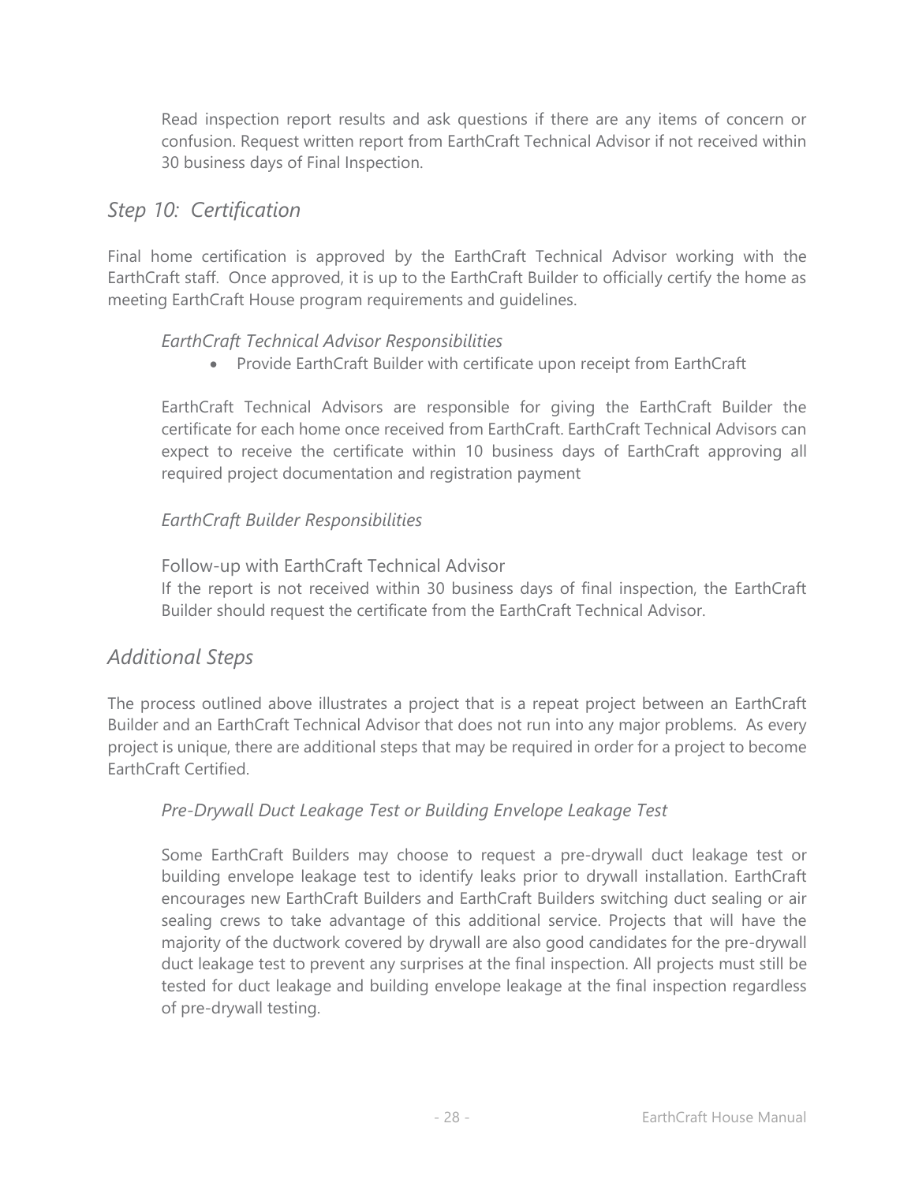Read inspection report results and ask questions if there are any items of concern or confusion. Request written report from EarthCraft Technical Advisor if not received within 30 business days of Final Inspection.

## *Step 10: Certification*

Final home certification is approved by the EarthCraft Technical Advisor working with the EarthCraft staff. Once approved, it is up to the EarthCraft Builder to officially certify the home as meeting EarthCraft House program requirements and guidelines.

### *EarthCraft Technical Advisor Responsibilities*

- Provide EarthCraft Builder with certificate upon receipt from EarthCraft

EarthCraft Technical Advisors are responsible for giving the EarthCraft Builder the certificate for each home once received from EarthCraft. EarthCraft Technical Advisors can expect to receive the certificate within 10 business days of EarthCraft approving all required project documentation and registration payment

### *EarthCraft Builder Responsibilities*

Follow-up with EarthCraft Technical Advisor

If the report is not received within 30 business days of final inspection, the EarthCraft Builder should request the certificate from the EarthCraft Technical Advisor.

## *Additional Steps*

The process outlined above illustrates a project that is a repeat project between an EarthCraft Builder and an EarthCraft Technical Advisor that does not run into any major problems. As every project is unique, there are additional steps that may be required in order for a project to become EarthCraft Certified.

### *Pre-Drywall Duct Leakage Test or Building Envelope Leakage Test*

Some EarthCraft Builders may choose to request a pre-drywall duct leakage test or building envelope leakage test to identify leaks prior to drywall installation. EarthCraft encourages new EarthCraft Builders and EarthCraft Builders switching duct sealing or air sealing crews to take advantage of this additional service. Projects that will have the majority of the ductwork covered by drywall are also good candidates for the pre-drywall duct leakage test to prevent any surprises at the final inspection. All projects must still be tested for duct leakage and building envelope leakage at the final inspection regardless of pre-drywall testing.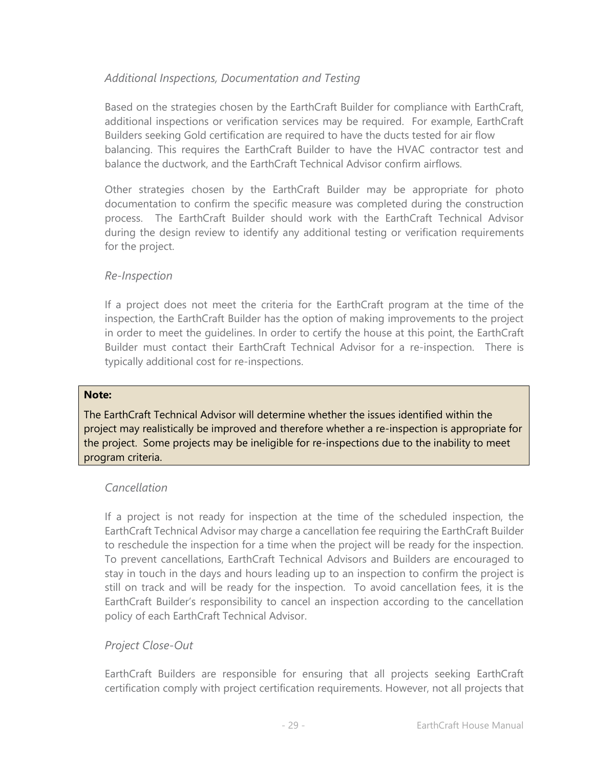### *Additional Inspections, Documentation and Testing*

Based on the strategies chosen by the EarthCraft Builder for compliance with EarthCraft, additional inspections or verification services may be required. For example, EarthCraft Builders seeking Gold certification are required to have the ducts tested for air flow balancing. This requires the EarthCraft Builder to have the HVAC contractor test and balance the ductwork, and the EarthCraft Technical Advisor confirm airflows.

Other strategies chosen by the EarthCraft Builder may be appropriate for photo documentation to confirm the specific measure was completed during the construction process. The EarthCraft Builder should work with the EarthCraft Technical Advisor during the design review to identify any additional testing or verification requirements for the project.

### *Re-Inspection*

If a project does not meet the criteria for the EarthCraft program at the time of the inspection, the EarthCraft Builder has the option of making improvements to the project in order to meet the guidelines. In order to certify the house at this point, the EarthCraft Builder must contact their EarthCraft Technical Advisor for a re-inspection. There is typically additional cost for re-inspections.

> **Note:**
>
> The EarthCraft Technical Advisor will determine whether the issues identified within the project may realistically be improved and therefore whether a re-inspection is appropriate for the project. Some projects may be ineligible for re-inspections due to the inability to meet program criteria.

### *Cancellation*

If a project is not ready for inspection at the time of the scheduled inspection, the EarthCraft Technical Advisor may charge a cancellation fee requiring the EarthCraft Builder to reschedule the inspection for a time when the project will be ready for the inspection. To prevent cancellations, EarthCraft Technical Advisors and Builders are encouraged to stay in touch in the days and hours leading up to an inspection to confirm the project is still on track and will be ready for the inspection. To avoid cancellation fees, it is the EarthCraft Builder's responsibility to cancel an inspection according to the cancellation policy of each EarthCraft Technical Advisor.

### *Project Close-Out*

EarthCraft Builders are responsible for ensuring that all projects seeking EarthCraft certification comply with project certification requirements. However, not all projects that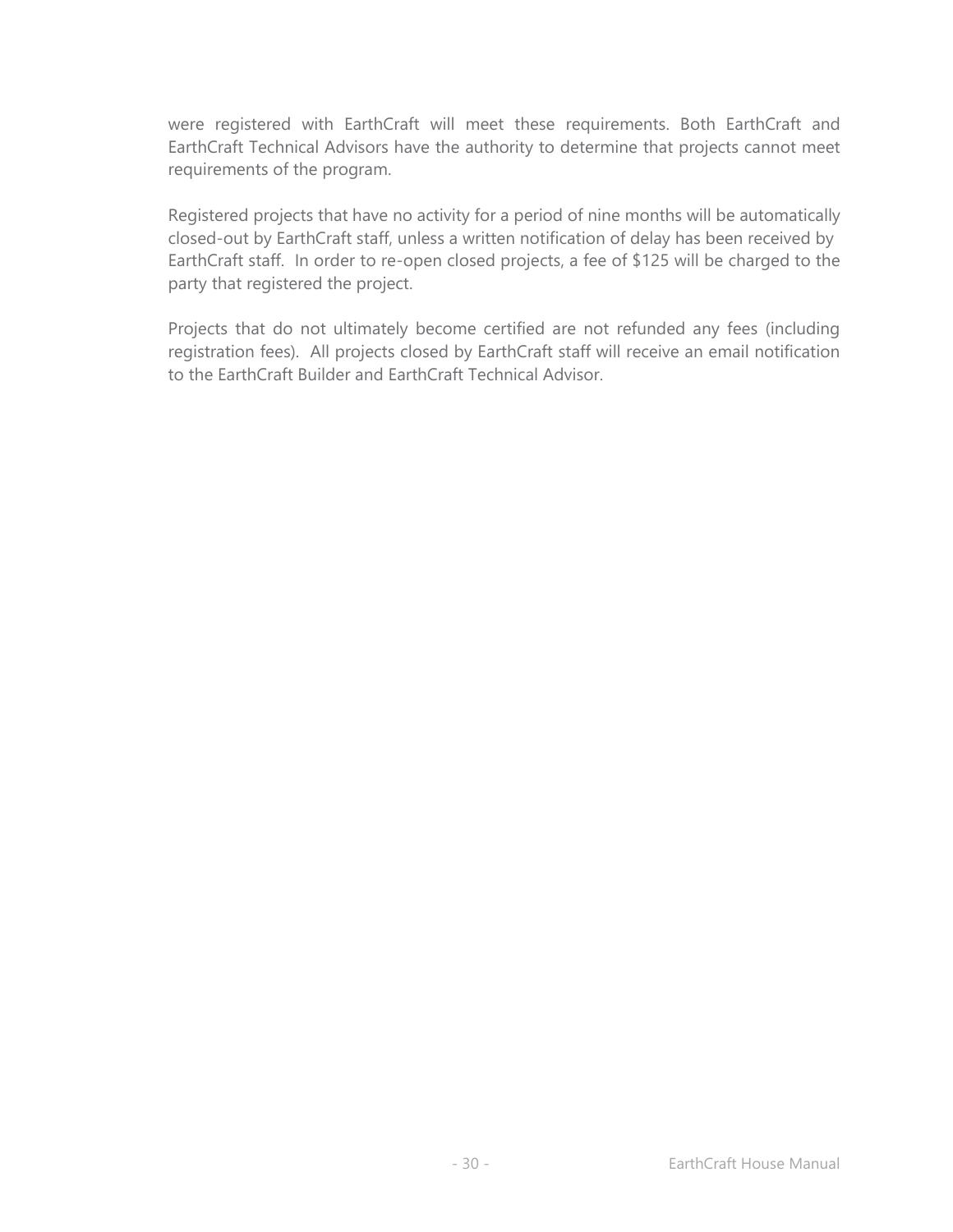were registered with EarthCraft will meet these requirements. Both EarthCraft and EarthCraft Technical Advisors have the authority to determine that projects cannot meet requirements of the program.

Registered projects that have no activity for a period of nine months will be automatically closed-out by EarthCraft staff, unless a written notification of delay has been received by EarthCraft staff. In order to re-open closed projects, a fee of $125 will be charged to the party that registered the project.

Projects that do not ultimately become certified are not refunded any fees (including registration fees). All projects closed by EarthCraft staff will receive an email notification to the EarthCraft Builder and EarthCraft Technical Advisor.